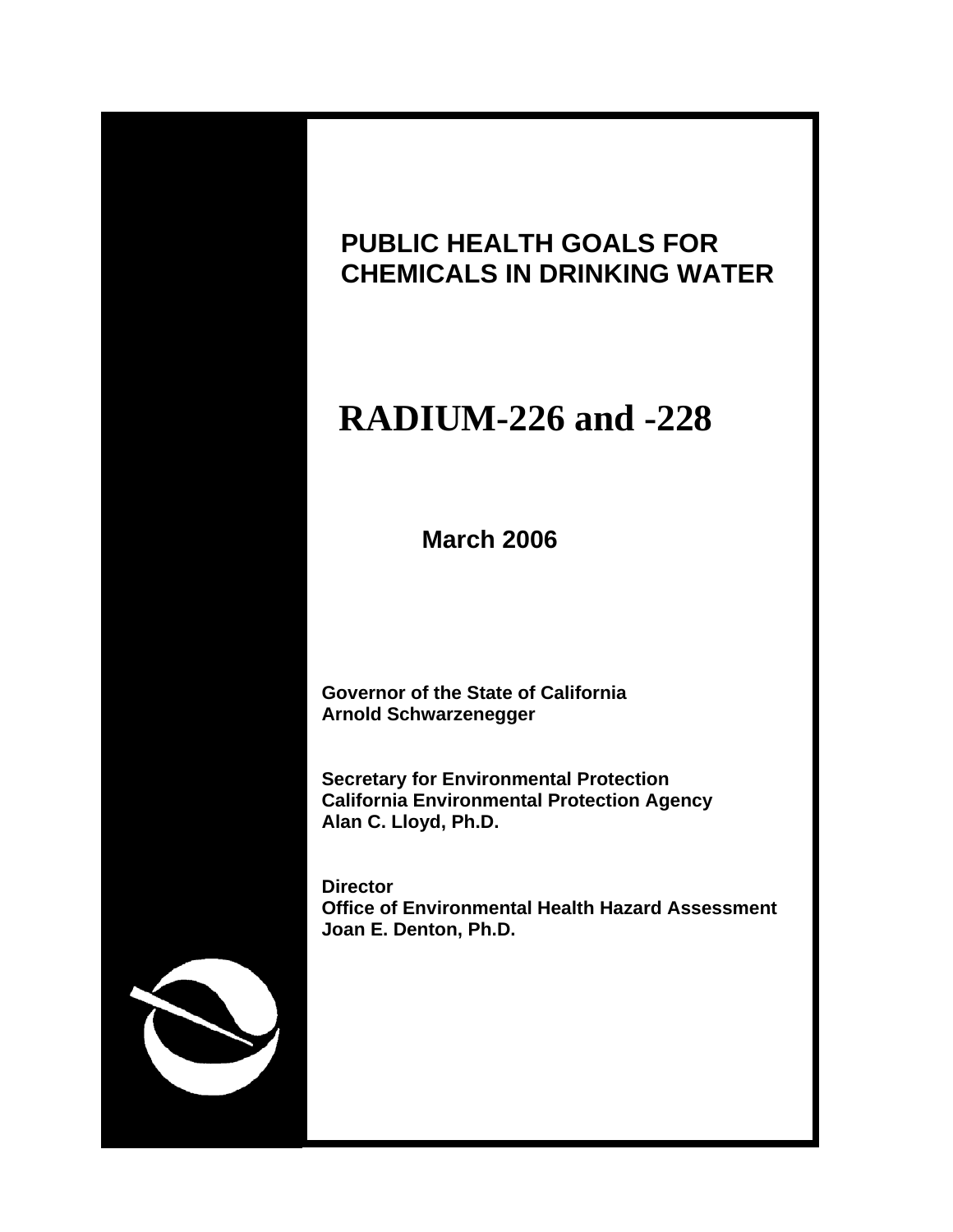# PUBLIC HEALTH GOALS FOR CHEMICALS IN DRINKING WATER

# RADIUM-226 and -228

**March 2006**

**Governor of the State of California**
**Arnold Schwarzenegger**

**Secretary for Environmental Protection**
**California Environmental Protection Agency**
**Alan C. Lloyd, Ph.D.**

**Director**
**Office of Environmental Health Hazard Assessment**
**Joan E. Denton, Ph.D.**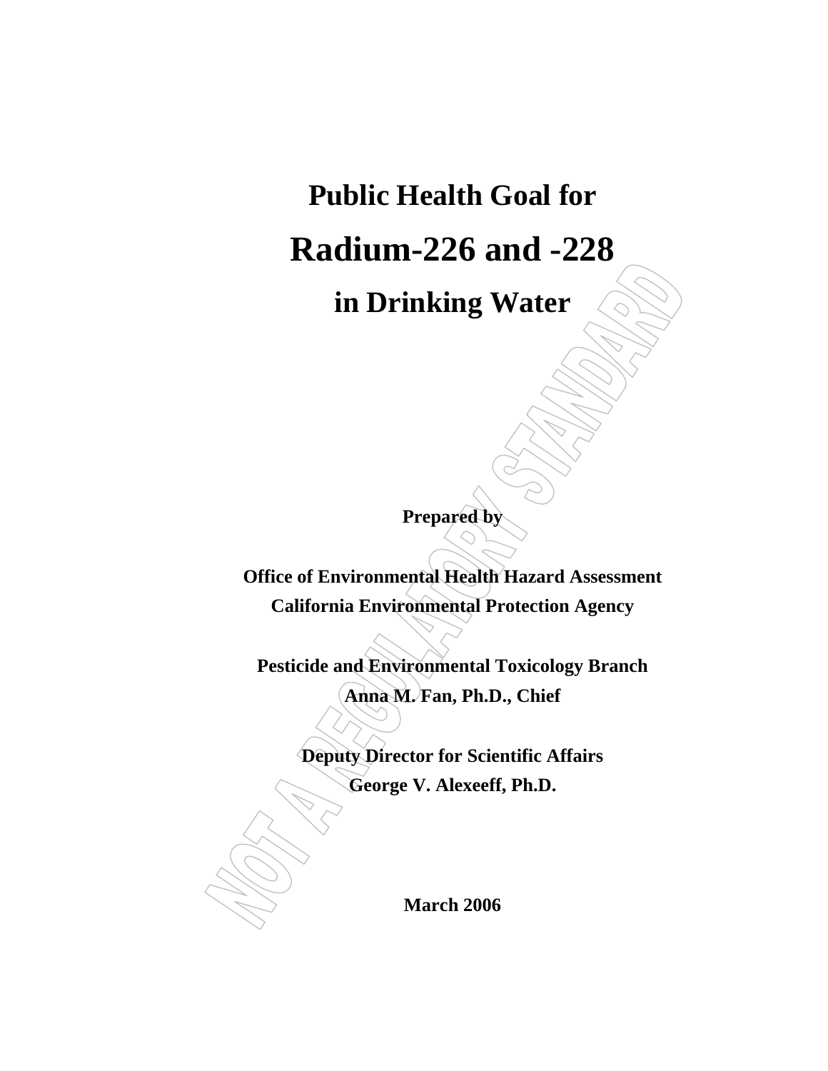# Public Health Goal for

# Radium-226 and -228

## in Drinking Water

NOT A REGULATORY STANDARD

**Prepared by**

**Office of Environmental Health Hazard Assessment**
**California Environmental Protection Agency**

**Pesticide and Environmental Toxicology Branch**
**Anna M. Fan, Ph.D., Chief**

**Deputy Director for Scientific Affairs**
**George V. Alexeeff, Ph.D.**

**March 2006**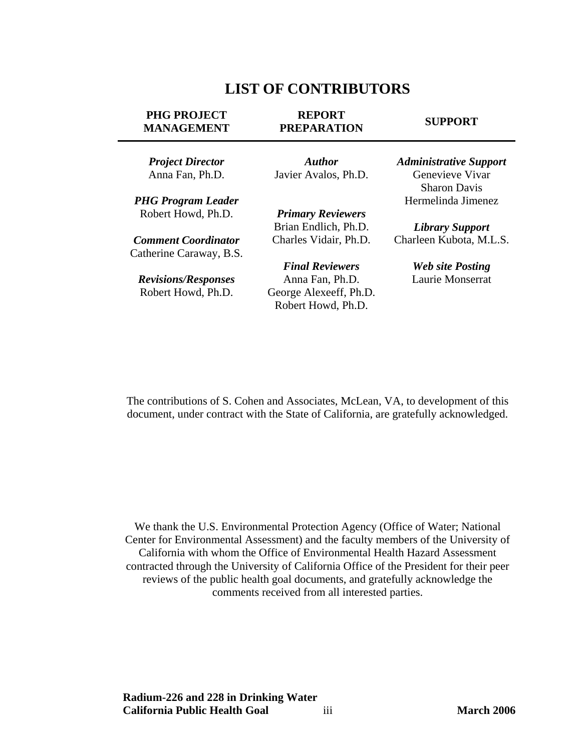# LIST OF CONTRIBUTORS

| PHG PROJECT MANAGEMENT | REPORT PREPARATION | SUPPORT |
|---|---|---|
| ***Project Director*** | ***Author*** | ***Administrative Support*** |
| Anna Fan, Ph.D. | Javier Avalos, Ph.D. | Genevieve Vivar |
| | | Sharon Davis |
| ***PHG Program Leader*** | | Hermelinda Jimenez |
| Robert Howd, Ph.D. | ***Primary Reviewers*** | |
| | Brian Endlich, Ph.D. | ***Library Support*** |
| ***Comment Coordinator*** | Charles Vidair, Ph.D. | Charleen Kubota, M.L.S. |
| Catherine Caraway, B.S. | | |
| | ***Final Reviewers*** | ***Web site Posting*** |
| ***Revisions/Responses*** | Anna Fan, Ph.D. | Laurie Monserrat |
| Robert Howd, Ph.D. | George Alexeeff, Ph.D. | |
| | Robert Howd, Ph.D. | |

The contributions of S. Cohen and Associates, McLean, VA, to development of this document, under contract with the State of California, are gratefully acknowledged.

We thank the U.S. Environmental Protection Agency (Office of Water; National Center for Environmental Assessment) and the faculty members of the University of California with whom the Office of Environmental Health Hazard Assessment contracted through the University of California Office of the President for their peer reviews of the public health goal documents, and gratefully acknowledge the comments received from all interested parties.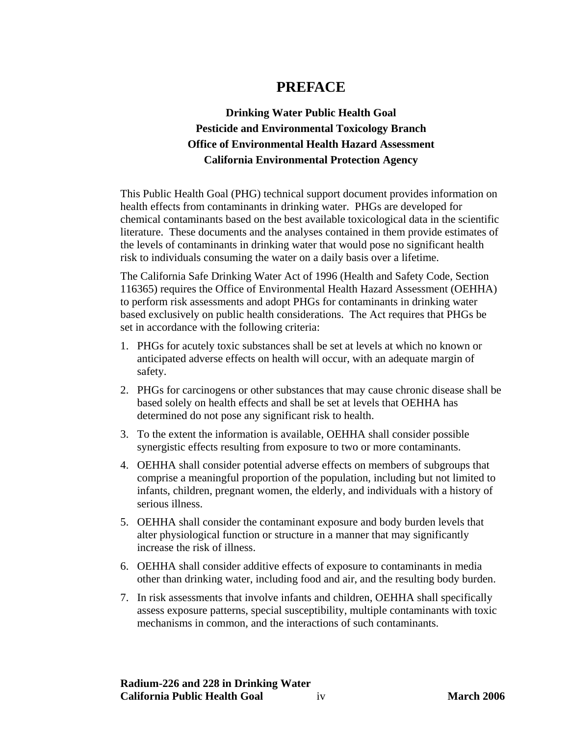# PREFACE

**Drinking Water Public Health Goal**
**Pesticide and Environmental Toxicology Branch**
**Office of Environmental Health Hazard Assessment**
**California Environmental Protection Agency**

This Public Health Goal (PHG) technical support document provides information on health effects from contaminants in drinking water. PHGs are developed for chemical contaminants based on the best available toxicological data in the scientific literature. These documents and the analyses contained in them provide estimates of the levels of contaminants in drinking water that would pose no significant health risk to individuals consuming the water on a daily basis over a lifetime.

The California Safe Drinking Water Act of 1996 (Health and Safety Code, Section 116365) requires the Office of Environmental Health Hazard Assessment (OEHHA) to perform risk assessments and adopt PHGs for contaminants in drinking water based exclusively on public health considerations. The Act requires that PHGs be set in accordance with the following criteria:

1. PHGs for acutely toxic substances shall be set at levels at which no known or anticipated adverse effects on health will occur, with an adequate margin of safety.
2. PHGs for carcinogens or other substances that may cause chronic disease shall be based solely on health effects and shall be set at levels that OEHHA has determined do not pose any significant risk to health.
3. To the extent the information is available, OEHHA shall consider possible synergistic effects resulting from exposure to two or more contaminants.
4. OEHHA shall consider potential adverse effects on members of subgroups that comprise a meaningful proportion of the population, including but not limited to infants, children, pregnant women, the elderly, and individuals with a history of serious illness.
5. OEHHA shall consider the contaminant exposure and body burden levels that alter physiological function or structure in a manner that may significantly increase the risk of illness.
6. OEHHA shall consider additive effects of exposure to contaminants in media other than drinking water, including food and air, and the resulting body burden.
7. In risk assessments that involve infants and children, OEHHA shall specifically assess exposure patterns, special susceptibility, multiple contaminants with toxic mechanisms in common, and the interactions of such contaminants.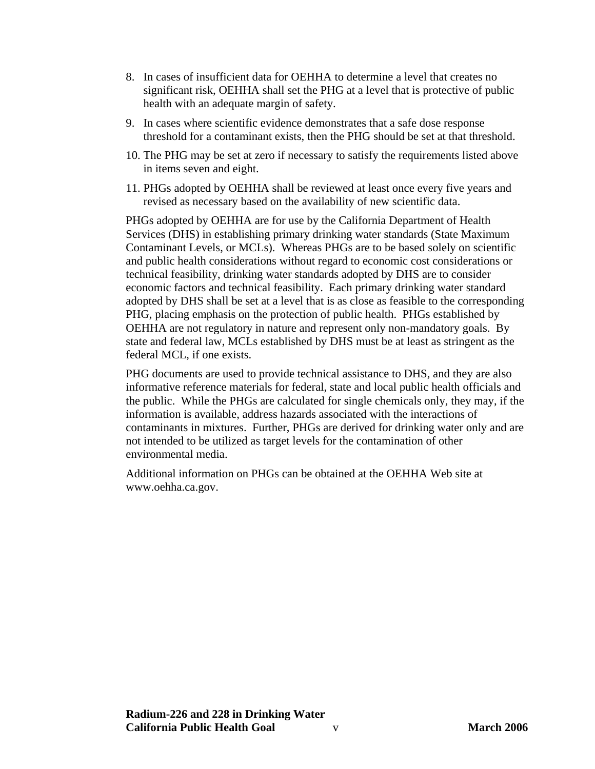8. In cases of insufficient data for OEHHA to determine a level that creates no significant risk, OEHHA shall set the PHG at a level that is protective of public health with an adequate margin of safety.
9. In cases where scientific evidence demonstrates that a safe dose response threshold for a contaminant exists, then the PHG should be set at that threshold.
10. The PHG may be set at zero if necessary to satisfy the requirements listed above in items seven and eight.
11. PHGs adopted by OEHHA shall be reviewed at least once every five years and revised as necessary based on the availability of new scientific data.

PHGs adopted by OEHHA are for use by the California Department of Health Services (DHS) in establishing primary drinking water standards (State Maximum Contaminant Levels, or MCLs). Whereas PHGs are to be based solely on scientific and public health considerations without regard to economic cost considerations or technical feasibility, drinking water standards adopted by DHS are to consider economic factors and technical feasibility. Each primary drinking water standard adopted by DHS shall be set at a level that is as close as feasible to the corresponding PHG, placing emphasis on the protection of public health. PHGs established by OEHHA are not regulatory in nature and represent only non-mandatory goals. By state and federal law, MCLs established by DHS must be at least as stringent as the federal MCL, if one exists.

PHG documents are used to provide technical assistance to DHS, and they are also informative reference materials for federal, state and local public health officials and the public. While the PHGs are calculated for single chemicals only, they may, if the information is available, address hazards associated with the interactions of contaminants in mixtures. Further, PHGs are derived for drinking water only and are not intended to be utilized as target levels for the contamination of other environmental media.

Additional information on PHGs can be obtained at the OEHHA Web site at www.oehha.ca.gov.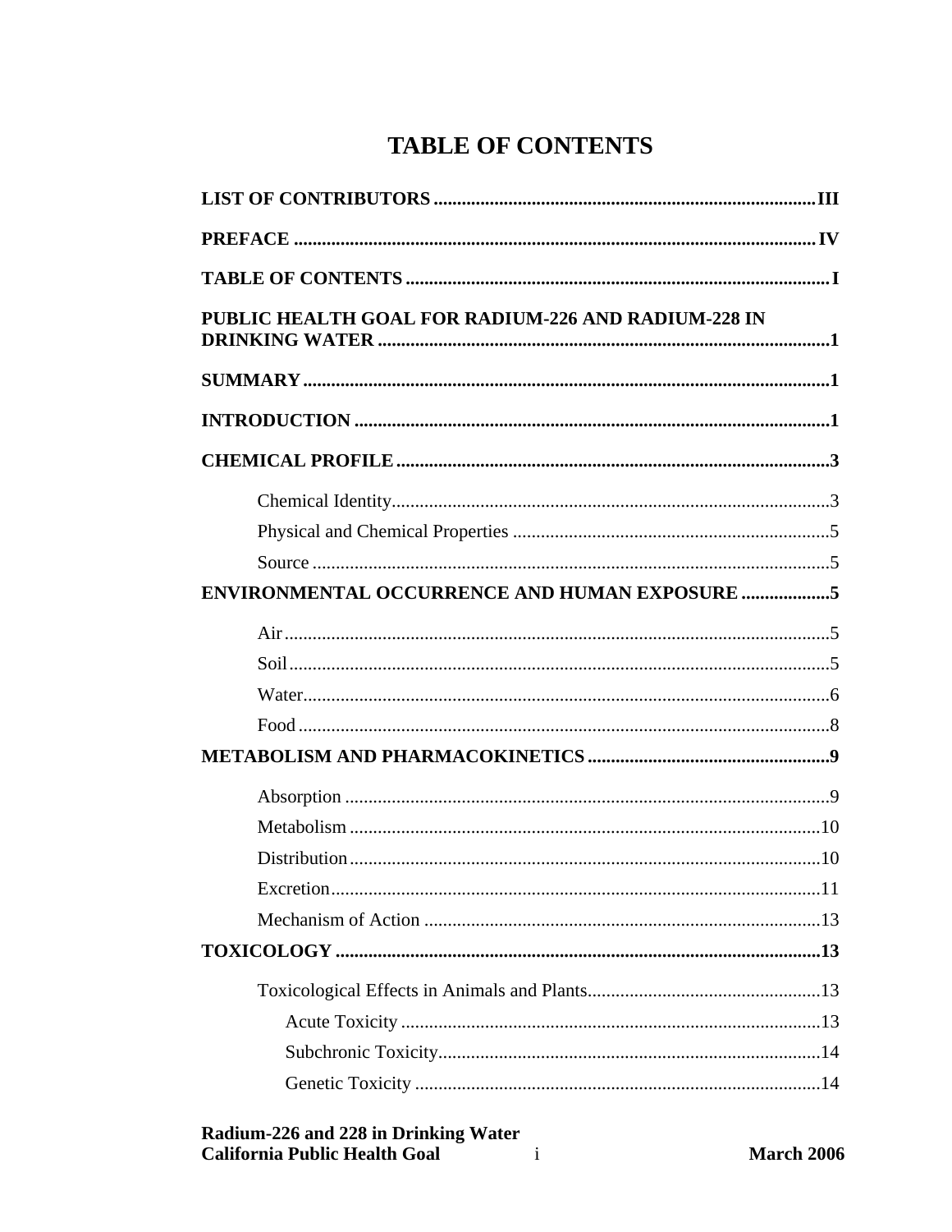# TABLE OF CONTENTS

**LIST OF CONTRIBUTORS** ............................................................................. **III**

**PREFACE** ............................................................................................................. **IV**

**TABLE OF CONTENTS** ........................................................................................ **I**

**PUBLIC HEALTH GOAL FOR RADIUM-226 AND RADIUM-228 IN DRINKING WATER** ................................................................................................ **1**

**SUMMARY** ............................................................................................................. **1**

**INTRODUCTION** .................................................................................................... **1**

**CHEMICAL PROFILE** ........................................................................................... **3**

- Chemical Identity ............................................................................................. 3
- Physical and Chemical Properties .................................................................... 5
- Source .............................................................................................................. 5

**ENVIRONMENTAL OCCURRENCE AND HUMAN EXPOSURE** ................... **5**

- Air .................................................................................................................... 5
- Soil ................................................................................................................... 5
- Water ................................................................................................................ 6
- Food ................................................................................................................. 8

**METABOLISM AND PHARMACOKINETICS** ................................................... **9**

- Absorption ....................................................................................................... 9
- Metabolism .................................................................................................... 10
- Distribution .................................................................................................... 10
- Excretion ........................................................................................................ 11
- Mechanism of Action .................................................................................... 13

**TOXICOLOGY** ..................................................................................................... **13**

- Toxicological Effects in Animals and Plants ................................................. 13
  - Acute Toxicity ......................................................................................... 13
  - Subchronic Toxicity ................................................................................. 14
  - Genetic Toxicity ...................................................................................... 14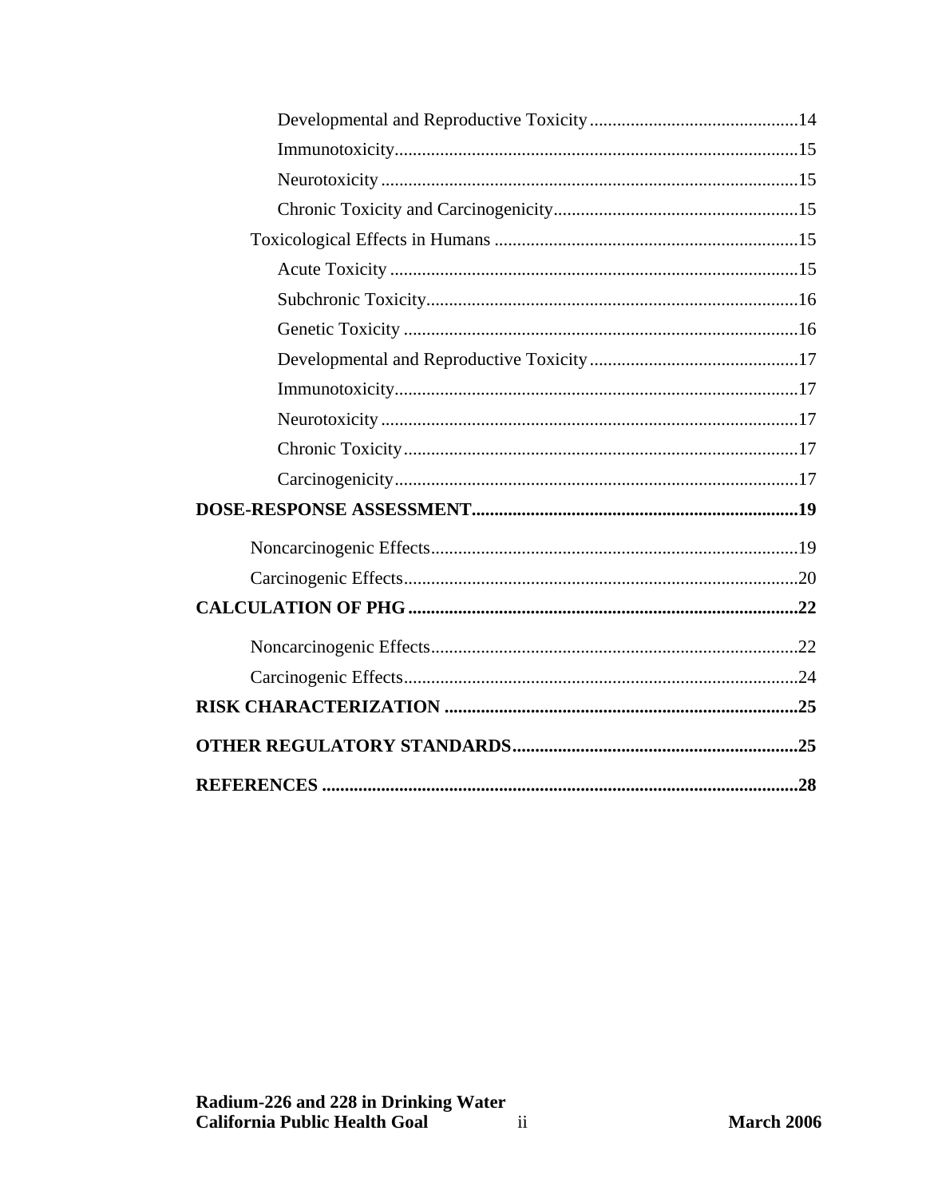Developmental and Reproductive Toxicity .............................................14

Immunotoxicity........................................................................................15

Neurotoxicity ...........................................................................................15

Chronic Toxicity and Carcinogenicity.....................................................15

Toxicological Effects in Humans ..................................................................15

Acute Toxicity .........................................................................................15

Subchronic Toxicity.................................................................................16

Genetic Toxicity ......................................................................................16

Developmental and Reproductive Toxicity .............................................17

Immunotoxicity........................................................................................17

Neurotoxicity ...........................................................................................17

Chronic Toxicity......................................................................................17

Carcinogenicity........................................................................................17

**DOSE-RESPONSE ASSESSMENT.......................................................................19**

Noncarcinogenic Effects................................................................................19

Carcinogenic Effects......................................................................................20

**CALCULATION OF PHG .....................................................................................22**

Noncarcinogenic Effects................................................................................22

Carcinogenic Effects......................................................................................24

**RISK CHARACTERIZATION .............................................................................25**

**OTHER REGULATORY STANDARDS..............................................................25**

**REFERENCES ........................................................................................................28**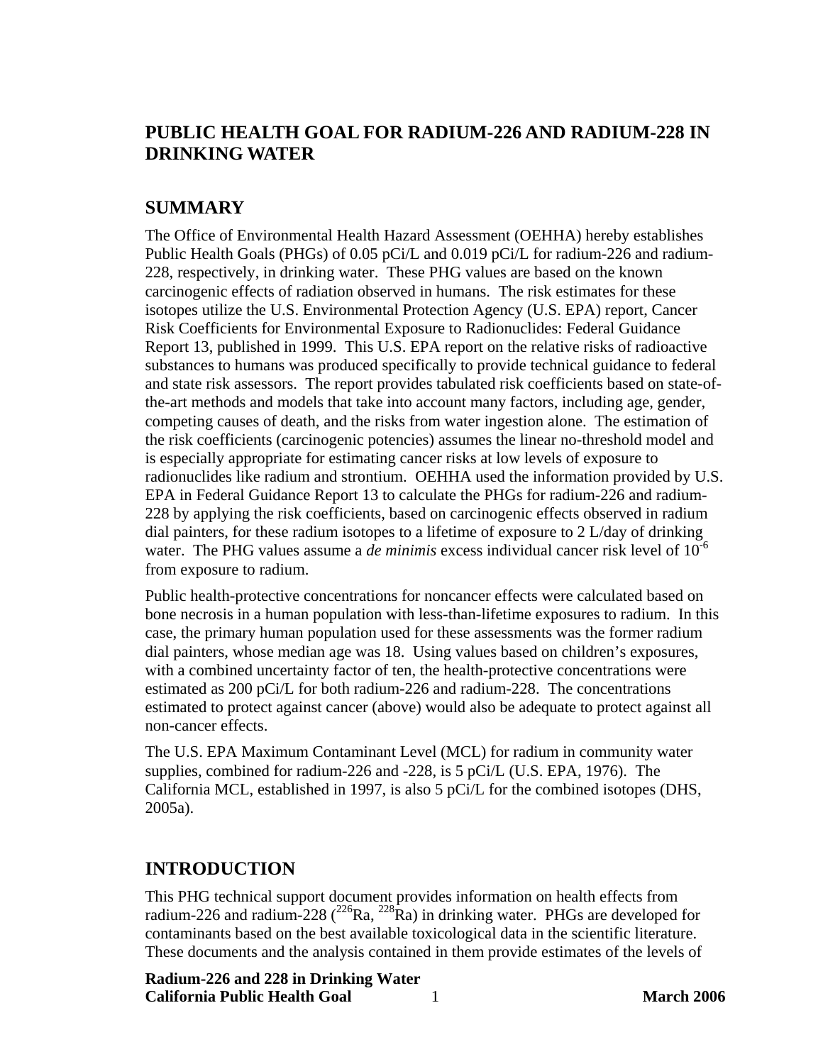# PUBLIC HEALTH GOAL FOR RADIUM-226 AND RADIUM-228 IN DRINKING WATER

## SUMMARY

The Office of Environmental Health Hazard Assessment (OEHHA) hereby establishes Public Health Goals (PHGs) of 0.05 pCi/L and 0.019 pCi/L for radium-226 and radium-228, respectively, in drinking water. These PHG values are based on the known carcinogenic effects of radiation observed in humans. The risk estimates for these isotopes utilize the U.S. Environmental Protection Agency (U.S. EPA) report, Cancer Risk Coefficients for Environmental Exposure to Radionuclides: Federal Guidance Report 13, published in 1999. This U.S. EPA report on the relative risks of radioactive substances to humans was produced specifically to provide technical guidance to federal and state risk assessors. The report provides tabulated risk coefficients based on state-of-the-art methods and models that take into account many factors, including age, gender, competing causes of death, and the risks from water ingestion alone. The estimation of the risk coefficients (carcinogenic potencies) assumes the linear no-threshold model and is especially appropriate for estimating cancer risks at low levels of exposure to radionuclides like radium and strontium. OEHHA used the information provided by U.S. EPA in Federal Guidance Report 13 to calculate the PHGs for radium-226 and radium-228 by applying the risk coefficients, based on carcinogenic effects observed in radium dial painters, for these radium isotopes to a lifetime of exposure to 2 L/day of drinking water. The PHG values assume a *de minimis* excess individual cancer risk level of $10^{-6}$ from exposure to radium.

Public health-protective concentrations for noncancer effects were calculated based on bone necrosis in a human population with less-than-lifetime exposures to radium. In this case, the primary human population used for these assessments was the former radium dial painters, whose median age was 18. Using values based on children's exposures, with a combined uncertainty factor of ten, the health-protective concentrations were estimated as 200 pCi/L for both radium-226 and radium-228. The concentrations estimated to protect against cancer (above) would also be adequate to protect against all non-cancer effects.

The U.S. EPA Maximum Contaminant Level (MCL) for radium in community water supplies, combined for radium-226 and -228, is 5 pCi/L (U.S. EPA, 1976). The California MCL, established in 1997, is also 5 pCi/L for the combined isotopes (DHS, 2005a).

## INTRODUCTION

This PHG technical support document provides information on health effects from radium-226 and radium-228 ($^{226}$Ra, $^{228}$Ra) in drinking water. PHGs are developed for contaminants based on the best available toxicological data in the scientific literature. These documents and the analysis contained in them provide estimates of the levels of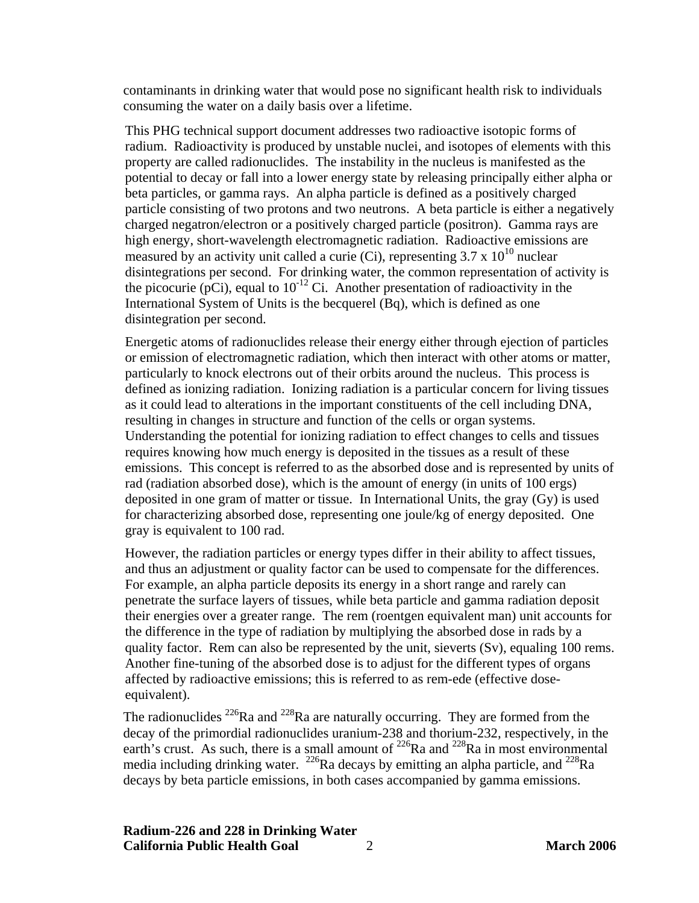contaminants in drinking water that would pose no significant health risk to individuals consuming the water on a daily basis over a lifetime.

This PHG technical support document addresses two radioactive isotopic forms of radium. Radioactivity is produced by unstable nuclei, and isotopes of elements with this property are called radionuclides. The instability in the nucleus is manifested as the potential to decay or fall into a lower energy state by releasing principally either alpha or beta particles, or gamma rays. An alpha particle is defined as a positively charged particle consisting of two protons and two neutrons. A beta particle is either a negatively charged negatron/electron or a positively charged particle (positron). Gamma rays are high energy, short-wavelength electromagnetic radiation. Radioactive emissions are measured by an activity unit called a curie (Ci), representing $3.7 \times 10^{10}$ nuclear disintegrations per second. For drinking water, the common representation of activity is the picocurie (pCi), equal to $10^{-12}$ Ci. Another presentation of radioactivity in the International System of Units is the becquerel (Bq), which is defined as one disintegration per second.

Energetic atoms of radionuclides release their energy either through ejection of particles or emission of electromagnetic radiation, which then interact with other atoms or matter, particularly to knock electrons out of their orbits around the nucleus. This process is defined as ionizing radiation. Ionizing radiation is a particular concern for living tissues as it could lead to alterations in the important constituents of the cell including DNA, resulting in changes in structure and function of the cells or organ systems. Understanding the potential for ionizing radiation to effect changes to cells and tissues requires knowing how much energy is deposited in the tissues as a result of these emissions. This concept is referred to as the absorbed dose and is represented by units of rad (radiation absorbed dose), which is the amount of energy (in units of 100 ergs) deposited in one gram of matter or tissue. In International Units, the gray (Gy) is used for characterizing absorbed dose, representing one joule/kg of energy deposited. One gray is equivalent to 100 rad.

However, the radiation particles or energy types differ in their ability to affect tissues, and thus an adjustment or quality factor can be used to compensate for the differences. For example, an alpha particle deposits its energy in a short range and rarely can penetrate the surface layers of tissues, while beta particle and gamma radiation deposit their energies over a greater range. The rem (roentgen equivalent man) unit accounts for the difference in the type of radiation by multiplying the absorbed dose in rads by a quality factor. Rem can also be represented by the unit, sieverts (Sv), equaling 100 rems. Another fine-tuning of the absorbed dose is to adjust for the different types of organs affected by radioactive emissions; this is referred to as rem-ede (effective dose-equivalent).

The radionuclides $^{226}$Ra and $^{228}$Ra are naturally occurring. They are formed from the decay of the primordial radionuclides uranium-238 and thorium-232, respectively, in the earth's crust. As such, there is a small amount of $^{226}$Ra and $^{228}$Ra in most environmental media including drinking water. $^{226}$Ra decays by emitting an alpha particle, and $^{228}$Ra decays by beta particle emissions, in both cases accompanied by gamma emissions.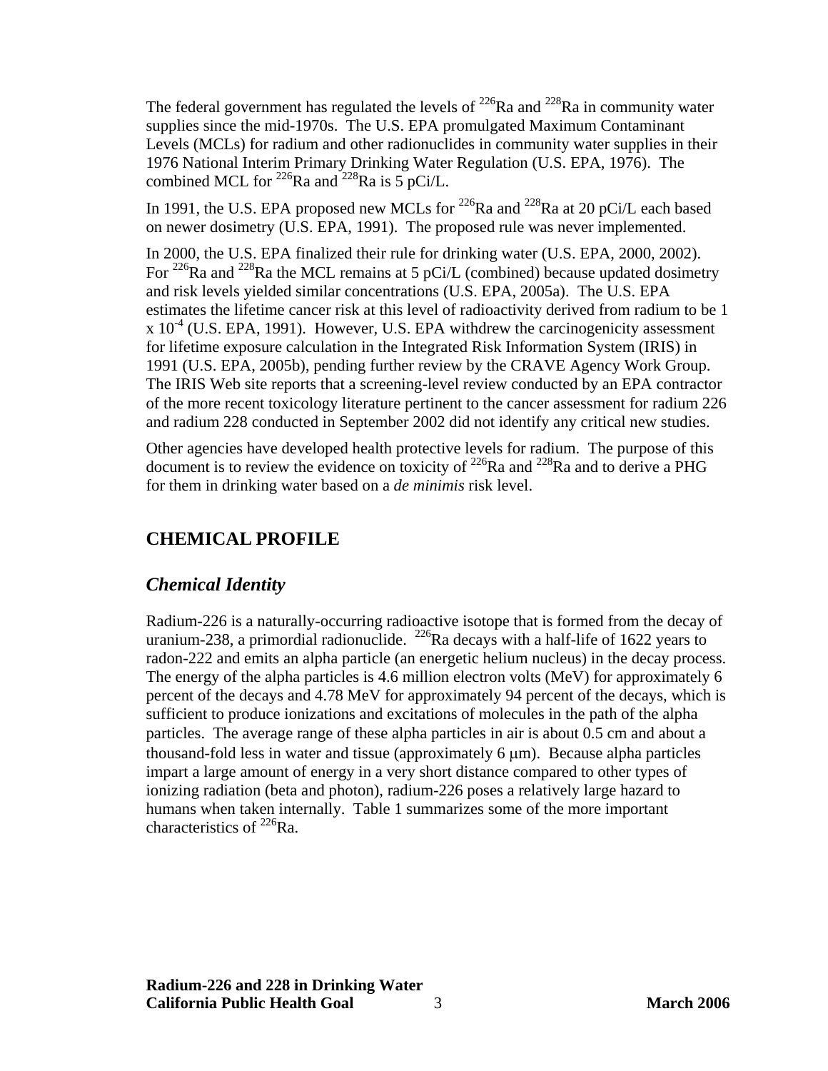The federal government has regulated the levels of $^{226}$Ra and $^{228}$Ra in community water supplies since the mid-1970s. The U.S. EPA promulgated Maximum Contaminant Levels (MCLs) for radium and other radionuclides in community water supplies in their 1976 National Interim Primary Drinking Water Regulation (U.S. EPA, 1976). The combined MCL for $^{226}$Ra and $^{228}$Ra is 5 pCi/L.

In 1991, the U.S. EPA proposed new MCLs for $^{226}$Ra and $^{228}$Ra at 20 pCi/L each based on newer dosimetry (U.S. EPA, 1991). The proposed rule was never implemented.

In 2000, the U.S. EPA finalized their rule for drinking water (U.S. EPA, 2000, 2002). For $^{226}$Ra and $^{228}$Ra the MCL remains at 5 pCi/L (combined) because updated dosimetry and risk levels yielded similar concentrations (U.S. EPA, 2005a). The U.S. EPA estimates the lifetime cancer risk at this level of radioactivity derived from radium to be $1 \times 10^{-4}$ (U.S. EPA, 1991). However, U.S. EPA withdrew the carcinogenicity assessment for lifetime exposure calculation in the Integrated Risk Information System (IRIS) in 1991 (U.S. EPA, 2005b), pending further review by the CRAVE Agency Work Group. The IRIS Web site reports that a screening-level review conducted by an EPA contractor of the more recent toxicology literature pertinent to the cancer assessment for radium 226 and radium 228 conducted in September 2002 did not identify any critical new studies.

Other agencies have developed health protective levels for radium. The purpose of this document is to review the evidence on toxicity of $^{226}$Ra and $^{228}$Ra and to derive a PHG for them in drinking water based on a *de minimis* risk level.

## CHEMICAL PROFILE

### *Chemical Identity*

Radium-226 is a naturally-occurring radioactive isotope that is formed from the decay of uranium-238, a primordial radionuclide. $^{226}$Ra decays with a half-life of 1622 years to radon-222 and emits an alpha particle (an energetic helium nucleus) in the decay process. The energy of the alpha particles is 4.6 million electron volts (MeV) for approximately 6 percent of the decays and 4.78 MeV for approximately 94 percent of the decays, which is sufficient to produce ionizations and excitations of molecules in the path of the alpha particles. The average range of these alpha particles in air is about 0.5 cm and about a thousand-fold less in water and tissue (approximately 6 $\mu$m). Because alpha particles impart a large amount of energy in a very short distance compared to other types of ionizing radiation (beta and photon), radium-226 poses a relatively large hazard to humans when taken internally. Table 1 summarizes some of the more important characteristics of $^{226}$Ra.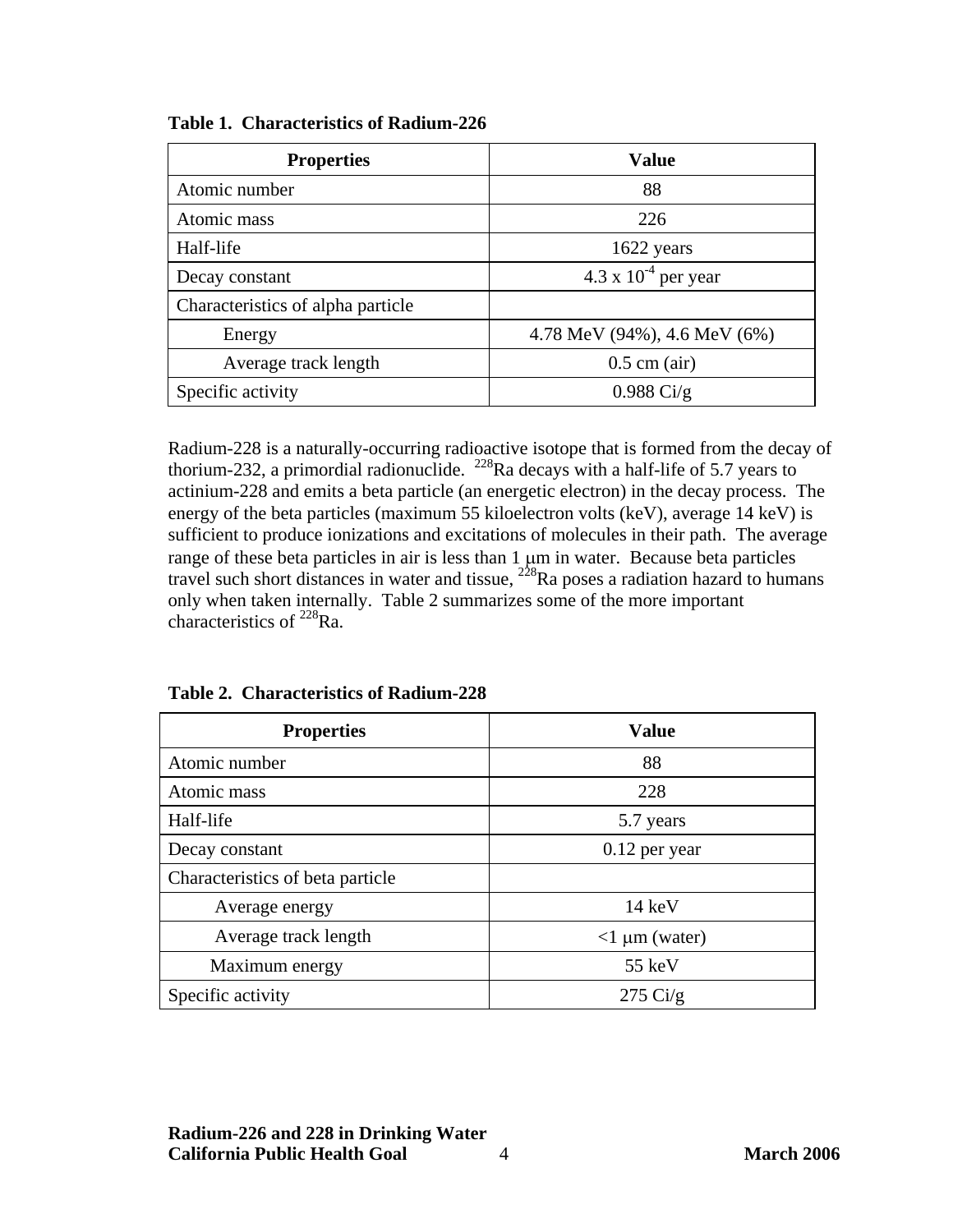**Table 1. Characteristics of Radium-226**

| Properties | Value |
|---|---|
| Atomic number | 88 |
| Atomic mass | 226 |
| Half-life | 1622 years |
| Decay constant | $4.3 \times 10^{-4}$ per year |
| Characteristics of alpha particle | |
| Energy | 4.78 MeV (94%), 4.6 MeV (6%) |
| Average track length | 0.5 cm (air) |
| Specific activity | 0.988 Ci/g |

Radium-228 is a naturally-occurring radioactive isotope that is formed from the decay of thorium-232, a primordial radionuclide. $^{228}$Ra decays with a half-life of 5.7 years to actinium-228 and emits a beta particle (an energetic electron) in the decay process. The energy of the beta particles (maximum 55 kiloelectron volts (keV), average 14 keV) is sufficient to produce ionizations and excitations of molecules in their path. The average range of these beta particles in air is less than 1 μm in water. Because beta particles travel such short distances in water and tissue, $^{228}$Ra poses a radiation hazard to humans only when taken internally. Table 2 summarizes some of the more important characteristics of $^{228}$Ra.

**Table 2. Characteristics of Radium-228**

| Properties | Value |
|---|---|
| Atomic number | 88 |
| Atomic mass | 228 |
| Half-life | 5.7 years |
| Decay constant | 0.12 per year |
| Characteristics of beta particle | |
| Average energy | 14 keV |
| Average track length | <1 μm (water) |
| Maximum energy | 55 keV |
| Specific activity | 275 Ci/g |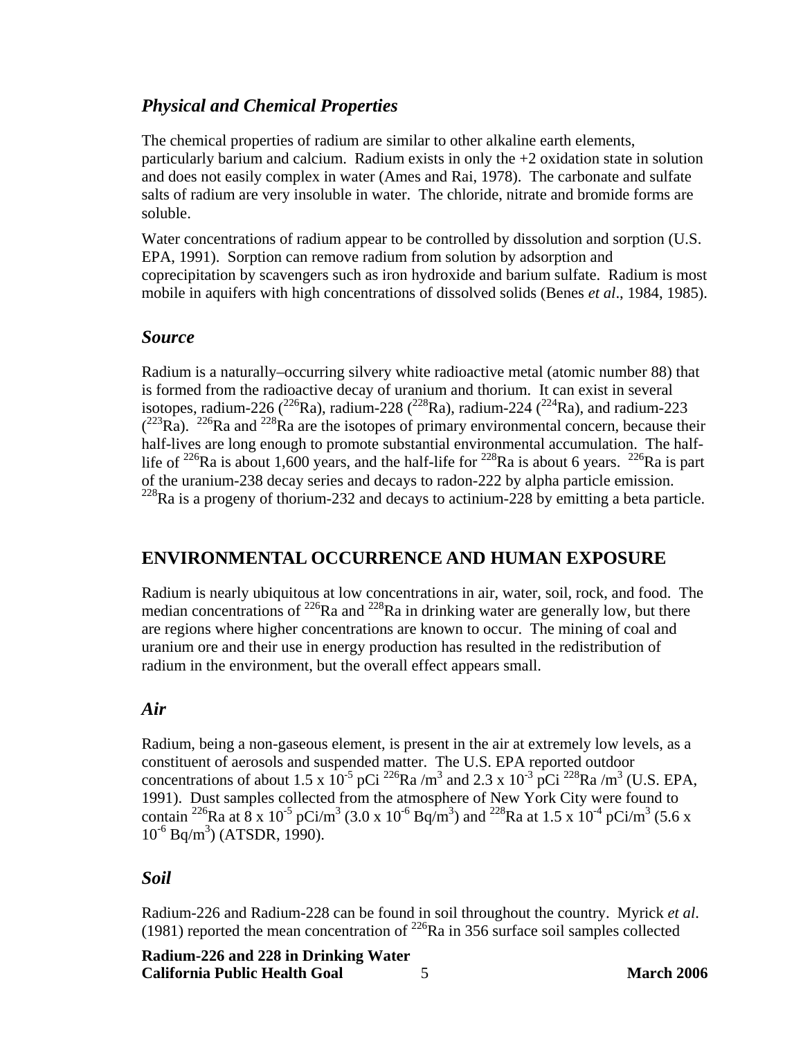### *Physical and Chemical Properties*

The chemical properties of radium are similar to other alkaline earth elements, particularly barium and calcium. Radium exists in only the +2 oxidation state in solution and does not easily complex in water (Ames and Rai, 1978). The carbonate and sulfate salts of radium are very insoluble in water. The chloride, nitrate and bromide forms are soluble.

Water concentrations of radium appear to be controlled by dissolution and sorption (U.S. EPA, 1991). Sorption can remove radium from solution by adsorption and coprecipitation by scavengers such as iron hydroxide and barium sulfate. Radium is most mobile in aquifers with high concentrations of dissolved solids (Benes *et al*., 1984, 1985).

### *Source*

Radium is a naturally–occurring silvery white radioactive metal (atomic number 88) that is formed from the radioactive decay of uranium and thorium. It can exist in several isotopes, radium-226 ($^{226}$Ra), radium-228 ($^{228}$Ra), radium-224 ($^{224}$Ra), and radium-223 ($^{223}$Ra). $^{226}$Ra and $^{228}$Ra are the isotopes of primary environmental concern, because their half-lives are long enough to promote substantial environmental accumulation. The half-life of $^{226}$Ra is about 1,600 years, and the half-life for $^{228}$Ra is about 6 years. $^{226}$Ra is part of the uranium-238 decay series and decays to radon-222 by alpha particle emission. $^{228}$Ra is a progeny of thorium-232 and decays to actinium-228 by emitting a beta particle.

## ENVIRONMENTAL OCCURRENCE AND HUMAN EXPOSURE

Radium is nearly ubiquitous at low concentrations in air, water, soil, rock, and food. The median concentrations of $^{226}$Ra and $^{228}$Ra in drinking water are generally low, but there are regions where higher concentrations are known to occur. The mining of coal and uranium ore and their use in energy production has resulted in the redistribution of radium in the environment, but the overall effect appears small.

### *Air*

Radium, being a non-gaseous element, is present in the air at extremely low levels, as a constituent of aerosols and suspended matter. The U.S. EPA reported outdoor concentrations of about $1.5 \times 10^{-5}$ pCi $^{226}$Ra /m$^3$ and $2.3 \times 10^{-3}$ pCi $^{228}$Ra /m$^3$ (U.S. EPA, 1991). Dust samples collected from the atmosphere of New York City were found to contain $^{226}$Ra at $8 \times 10^{-5}$ pCi/m$^3$ ($3.0 \times 10^{-6}$ Bq/m$^3$) and $^{228}$Ra at $1.5 \times 10^{-4}$ pCi/m$^3$ ($5.6 \times 10^{-6}$ Bq/m$^3$) (ATSDR, 1990).

### *Soil*

Radium-226 and Radium-228 can be found in soil throughout the country. Myrick *et al*. (1981) reported the mean concentration of $^{226}$Ra in 356 surface soil samples collected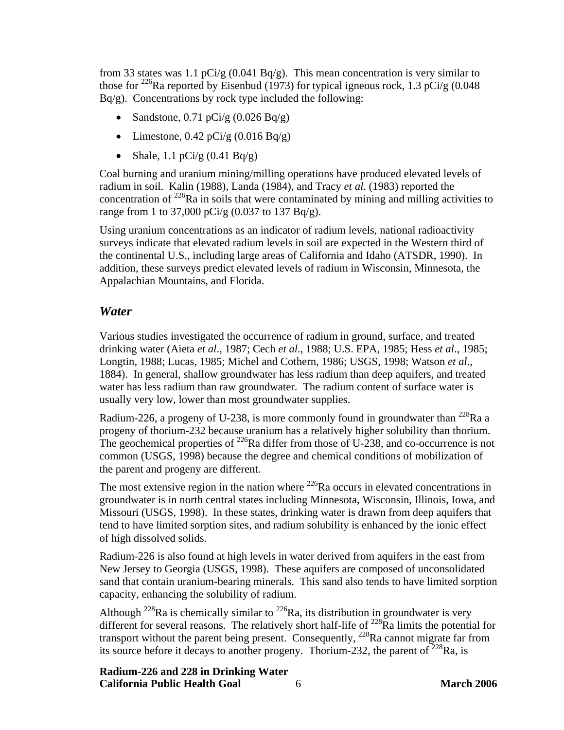from 33 states was 1.1 pCi/g (0.041 Bq/g). This mean concentration is very similar to those for $^{226}$Ra reported by Eisenbud (1973) for typical igneous rock, 1.3 pCi/g (0.048 Bq/g). Concentrations by rock type included the following:

- Sandstone, 0.71 pCi/g (0.026 Bq/g)
- Limestone, 0.42 pCi/g (0.016 Bq/g)
- Shale, 1.1 pCi/g (0.41 Bq/g)

Coal burning and uranium mining/milling operations have produced elevated levels of radium in soil. Kalin (1988), Landa (1984), and Tracy *et al*. (1983) reported the concentration of $^{226}$Ra in soils that were contaminated by mining and milling activities to range from 1 to 37,000 pCi/g (0.037 to 137 Bq/g).

Using uranium concentrations as an indicator of radium levels, national radioactivity surveys indicate that elevated radium levels in soil are expected in the Western third of the continental U.S., including large areas of California and Idaho (ATSDR, 1990). In addition, these surveys predict elevated levels of radium in Wisconsin, Minnesota, the Appalachian Mountains, and Florida.

## *Water*

Various studies investigated the occurrence of radium in ground, surface, and treated drinking water (Aieta *et al*., 1987; Cech *et al*., 1988; U.S. EPA, 1985; Hess *et al*., 1985; Longtin, 1988; Lucas, 1985; Michel and Cothern, 1986; USGS, 1998; Watson *et al*., 1884). In general, shallow groundwater has less radium than deep aquifers, and treated water has less radium than raw groundwater. The radium content of surface water is usually very low, lower than most groundwater supplies.

Radium-226, a progeny of U-238, is more commonly found in groundwater than $^{228}$Ra a progeny of thorium-232 because uranium has a relatively higher solubility than thorium. The geochemical properties of $^{226}$Ra differ from those of U-238, and co-occurrence is not common (USGS, 1998) because the degree and chemical conditions of mobilization of the parent and progeny are different.

The most extensive region in the nation where $^{226}$Ra occurs in elevated concentrations in groundwater is in north central states including Minnesota, Wisconsin, Illinois, Iowa, and Missouri (USGS, 1998). In these states, drinking water is drawn from deep aquifers that tend to have limited sorption sites, and radium solubility is enhanced by the ionic effect of high dissolved solids.

Radium-226 is also found at high levels in water derived from aquifers in the east from New Jersey to Georgia (USGS, 1998). These aquifers are composed of unconsolidated sand that contain uranium-bearing minerals. This sand also tends to have limited sorption capacity, enhancing the solubility of radium.

Although $^{228}$Ra is chemically similar to $^{226}$Ra, its distribution in groundwater is very different for several reasons. The relatively short half-life of $^{228}$Ra limits the potential for transport without the parent being present. Consequently, $^{228}$Ra cannot migrate far from its source before it decays to another progeny. Thorium-232, the parent of $^{228}$Ra, is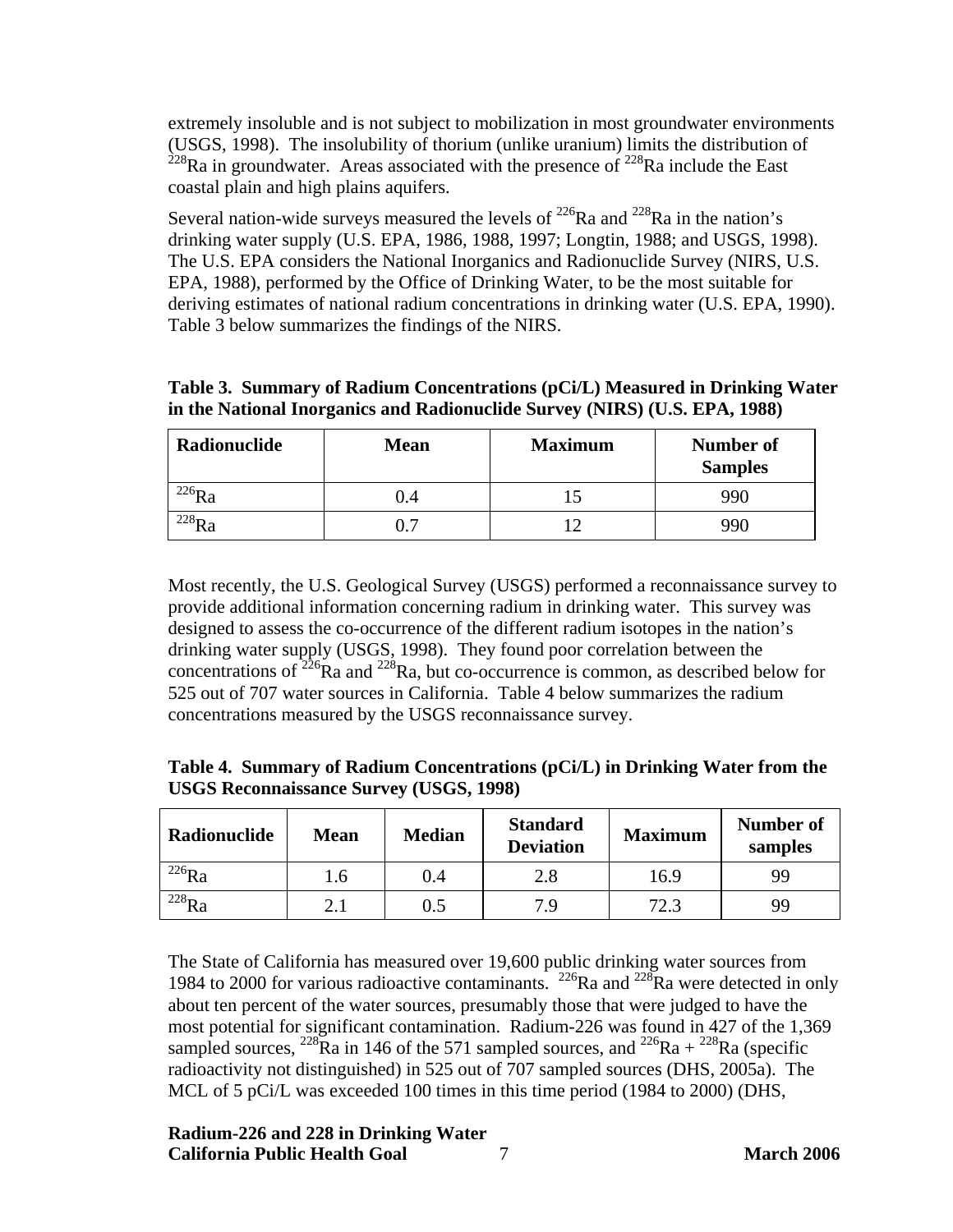extremely insoluble and is not subject to mobilization in most groundwater environments (USGS, 1998). The insolubility of thorium (unlike uranium) limits the distribution of $^{228}$Ra in groundwater. Areas associated with the presence of $^{228}$Ra include the East coastal plain and high plains aquifers.

Several nation-wide surveys measured the levels of $^{226}$Ra and $^{228}$Ra in the nation's drinking water supply (U.S. EPA, 1986, 1988, 1997; Longtin, 1988; and USGS, 1998). The U.S. EPA considers the National Inorganics and Radionuclide Survey (NIRS, U.S. EPA, 1988), performed by the Office of Drinking Water, to be the most suitable for deriving estimates of national radium concentrations in drinking water (U.S. EPA, 1990). Table 3 below summarizes the findings of the NIRS.

**Table 3. Summary of Radium Concentrations (pCi/L) Measured in Drinking Water in the National Inorganics and Radionuclide Survey (NIRS) (U.S. EPA, 1988)**

| Radionuclide | Mean | Maximum | Number of Samples |
|---|---|---|---|
| $^{226}$Ra | 0.4 | 15 | 990 |
| $^{228}$Ra | 0.7 | 12 | 990 |

Most recently, the U.S. Geological Survey (USGS) performed a reconnaissance survey to provide additional information concerning radium in drinking water. This survey was designed to assess the co-occurrence of the different radium isotopes in the nation's drinking water supply (USGS, 1998). They found poor correlation between the concentrations of $^{226}$Ra and $^{228}$Ra, but co-occurrence is common, as described below for 525 out of 707 water sources in California. Table 4 below summarizes the radium concentrations measured by the USGS reconnaissance survey.

**Table 4. Summary of Radium Concentrations (pCi/L) in Drinking Water from the USGS Reconnaissance Survey (USGS, 1998)**

| Radionuclide | Mean | Median | Standard Deviation | Maximum | Number of samples |
|---|---|---|---|---|---|
| $^{226}$Ra | 1.6 | 0.4 | 2.8 | 16.9 | 99 |
| $^{228}$Ra | 2.1 | 0.5 | 7.9 | 72.3 | 99 |

The State of California has measured over 19,600 public drinking water sources from 1984 to 2000 for various radioactive contaminants. $^{226}$Ra and $^{228}$Ra were detected in only about ten percent of the water sources, presumably those that were judged to have the most potential for significant contamination. Radium-226 was found in 427 of the 1,369 sampled sources, $^{228}$Ra in 146 of the 571 sampled sources, and $^{226}$Ra + $^{228}$Ra (specific radioactivity not distinguished) in 525 out of 707 sampled sources (DHS, 2005a). The MCL of 5 pCi/L was exceeded 100 times in this time period (1984 to 2000) (DHS,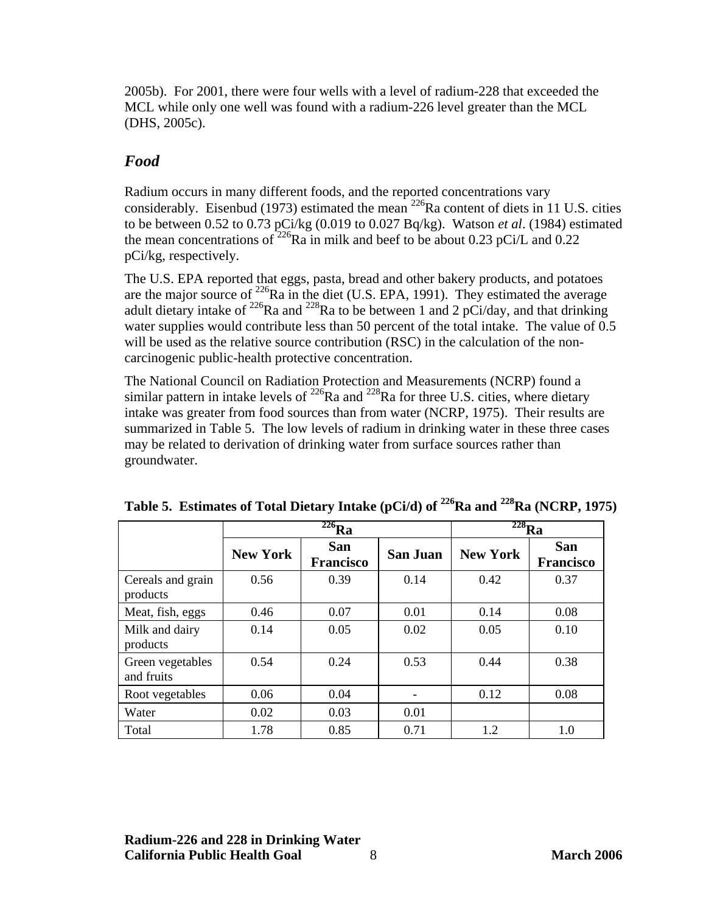2005b). For 2001, there were four wells with a level of radium-228 that exceeded the MCL while only one well was found with a radium-226 level greater than the MCL (DHS, 2005c).

## *Food*

Radium occurs in many different foods, and the reported concentrations vary considerably. Eisenbud (1973) estimated the mean $^{226}Ra$ content of diets in 11 U.S. cities to be between 0.52 to 0.73 pCi/kg (0.019 to 0.027 Bq/kg). Watson *et al*. (1984) estimated the mean concentrations of $^{226}Ra$ in milk and beef to be about 0.23 pCi/L and 0.22 pCi/kg, respectively.

The U.S. EPA reported that eggs, pasta, bread and other bakery products, and potatoes are the major source of $^{226}Ra$ in the diet (U.S. EPA, 1991). They estimated the average adult dietary intake of $^{226}Ra$ and $^{228}Ra$ to be between 1 and 2 pCi/day, and that drinking water supplies would contribute less than 50 percent of the total intake. The value of 0.5 will be used as the relative source contribution (RSC) in the calculation of the non-carcinogenic public-health protective concentration.

The National Council on Radiation Protection and Measurements (NCRP) found a similar pattern in intake levels of $^{226}Ra$ and $^{228}Ra$ for three U.S. cities, where dietary intake was greater from food sources than from water (NCRP, 1975). Their results are summarized in Table 5. The low levels of radium in drinking water in these three cases may be related to derivation of drinking water from surface sources rather than groundwater.

**Table 5. Estimates of Total Dietary Intake (pCi/d) of $^{226}$Ra and $^{228}$Ra (NCRP, 1975)**

| | $^{226}$Ra | | | $^{228}$Ra | |
|---|---|---|---|---|---|
| | **New York** | **San Francisco** | **San Juan** | **New York** | **San Francisco** |
| Cereals and grain products | 0.56 | 0.39 | 0.14 | 0.42 | 0.37 |
| Meat, fish, eggs | 0.46 | 0.07 | 0.01 | 0.14 | 0.08 |
| Milk and dairy products | 0.14 | 0.05 | 0.02 | 0.05 | 0.10 |
| Green vegetables and fruits | 0.54 | 0.24 | 0.53 | 0.44 | 0.38 |
| Root vegetables | 0.06 | 0.04 | - | 0.12 | 0.08 |
| Water | 0.02 | 0.03 | 0.01 | | |
| Total | 1.78 | 0.85 | 0.71 | 1.2 | 1.0 |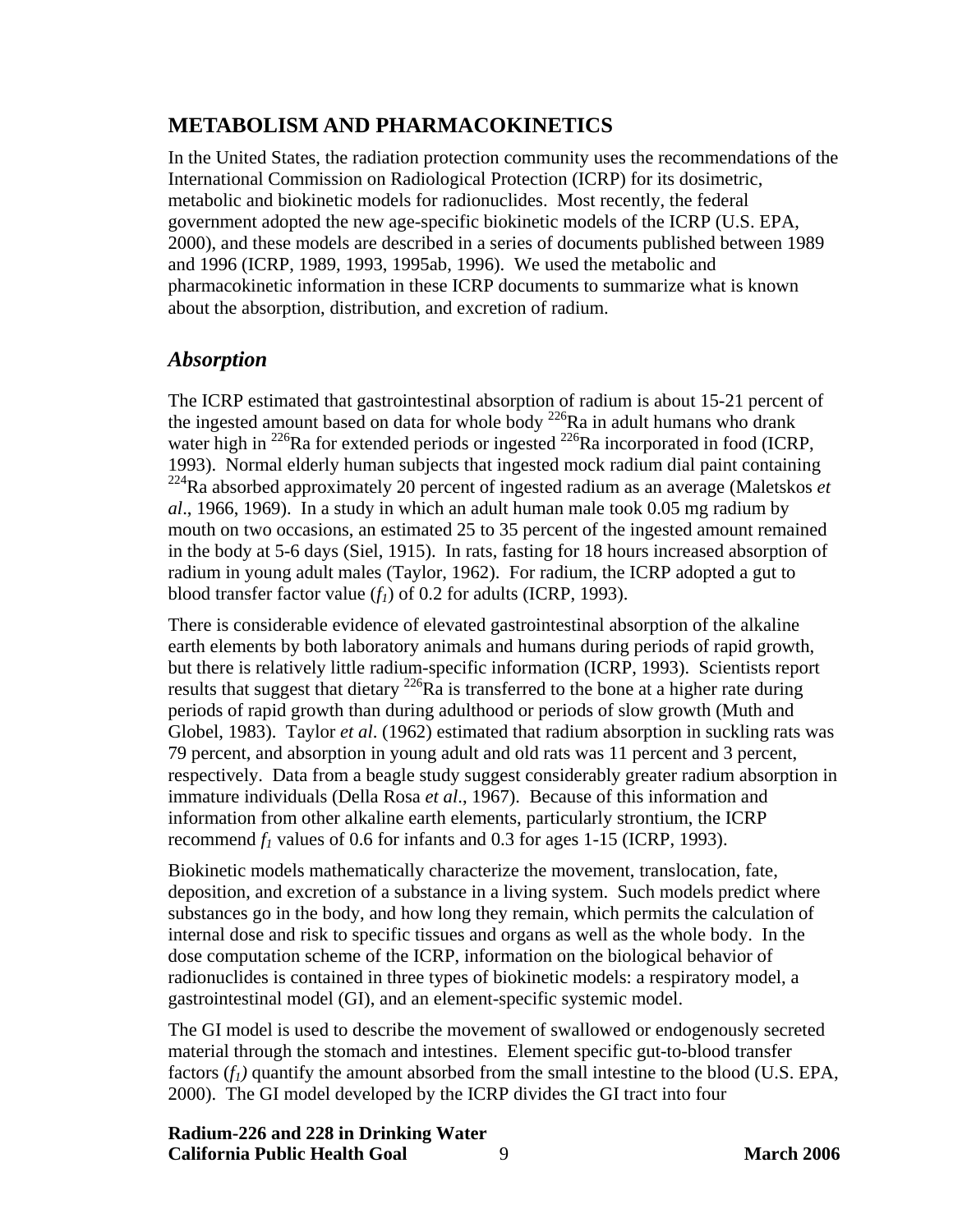## METABOLISM AND PHARMACOKINETICS

In the United States, the radiation protection community uses the recommendations of the International Commission on Radiological Protection (ICRP) for its dosimetric, metabolic and biokinetic models for radionuclides. Most recently, the federal government adopted the new age-specific biokinetic models of the ICRP (U.S. EPA, 2000), and these models are described in a series of documents published between 1989 and 1996 (ICRP, 1989, 1993, 1995ab, 1996). We used the metabolic and pharmacokinetic information in these ICRP documents to summarize what is known about the absorption, distribution, and excretion of radium.

### *Absorption*

The ICRP estimated that gastrointestinal absorption of radium is about 15-21 percent of the ingested amount based on data for whole body $^{226}$Ra in adult humans who drank water high in $^{226}$Ra for extended periods or ingested $^{226}$Ra incorporated in food (ICRP, 1993). Normal elderly human subjects that ingested mock radium dial paint containing $^{224}$Ra absorbed approximately 20 percent of ingested radium as an average (Maletskos *et al*., 1966, 1969). In a study in which an adult human male took 0.05 mg radium by mouth on two occasions, an estimated 25 to 35 percent of the ingested amount remained in the body at 5-6 days (Siel, 1915). In rats, fasting for 18 hours increased absorption of radium in young adult males (Taylor, 1962). For radium, the ICRP adopted a gut to blood transfer factor value ($f_1$) of 0.2 for adults (ICRP, 1993).

There is considerable evidence of elevated gastrointestinal absorption of the alkaline earth elements by both laboratory animals and humans during periods of rapid growth, but there is relatively little radium-specific information (ICRP, 1993). Scientists report results that suggest that dietary $^{226}$Ra is transferred to the bone at a higher rate during periods of rapid growth than during adulthood or periods of slow growth (Muth and Globel, 1983). Taylor *et al*. (1962) estimated that radium absorption in suckling rats was 79 percent, and absorption in young adult and old rats was 11 percent and 3 percent, respectively. Data from a beagle study suggest considerably greater radium absorption in immature individuals (Della Rosa *et al*., 1967). Because of this information and information from other alkaline earth elements, particularly strontium, the ICRP recommend $f_1$ values of 0.6 for infants and 0.3 for ages 1-15 (ICRP, 1993).

Biokinetic models mathematically characterize the movement, translocation, fate, deposition, and excretion of a substance in a living system. Such models predict where substances go in the body, and how long they remain, which permits the calculation of internal dose and risk to specific tissues and organs as well as the whole body. In the dose computation scheme of the ICRP, information on the biological behavior of radionuclides is contained in three types of biokinetic models: a respiratory model, a gastrointestinal model (GI), and an element-specific systemic model.

The GI model is used to describe the movement of swallowed or endogenously secreted material through the stomach and intestines. Element specific gut-to-blood transfer factors ($f_1$) quantify the amount absorbed from the small intestine to the blood (U.S. EPA, 2000). The GI model developed by the ICRP divides the GI tract into four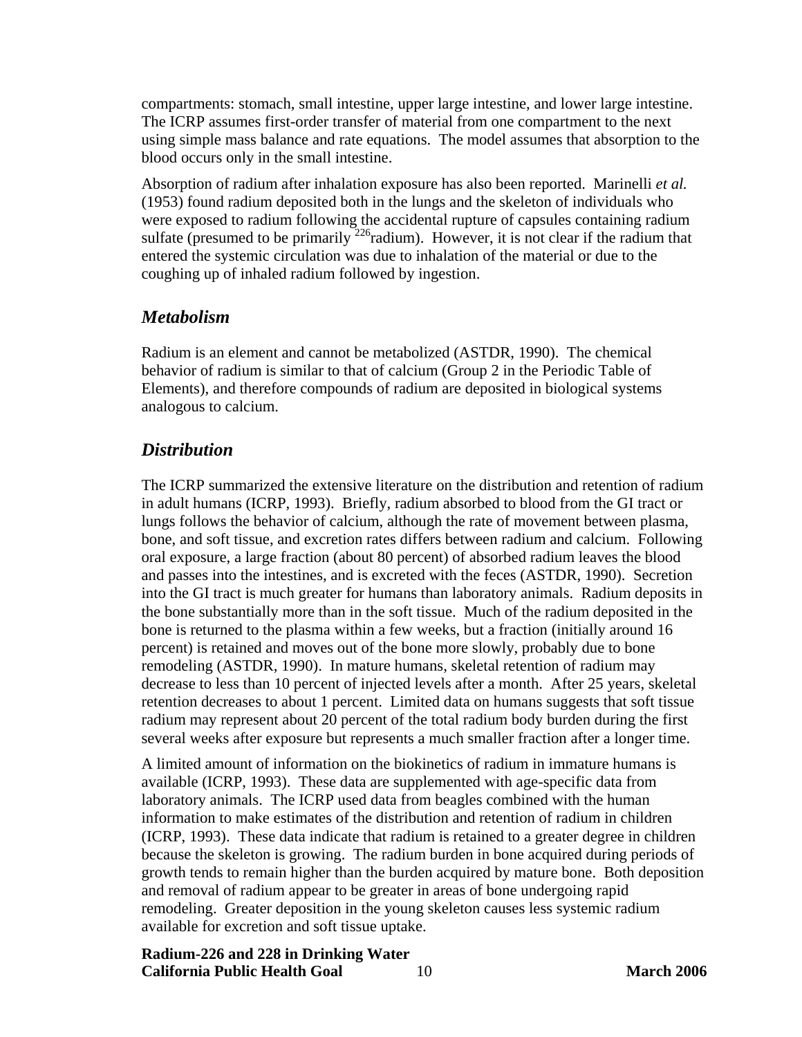compartments: stomach, small intestine, upper large intestine, and lower large intestine. The ICRP assumes first-order transfer of material from one compartment to the next using simple mass balance and rate equations. The model assumes that absorption to the blood occurs only in the small intestine.

Absorption of radium after inhalation exposure has also been reported. Marinelli *et al.* (1953) found radium deposited both in the lungs and the skeleton of individuals who were exposed to radium following the accidental rupture of capsules containing radium sulfate (presumed to be primarily $^{226}$radium). However, it is not clear if the radium that entered the systemic circulation was due to inhalation of the material or due to the coughing up of inhaled radium followed by ingestion.

### *Metabolism*

Radium is an element and cannot be metabolized (ASTDR, 1990). The chemical behavior of radium is similar to that of calcium (Group 2 in the Periodic Table of Elements), and therefore compounds of radium are deposited in biological systems analogous to calcium.

### *Distribution*

The ICRP summarized the extensive literature on the distribution and retention of radium in adult humans (ICRP, 1993). Briefly, radium absorbed to blood from the GI tract or lungs follows the behavior of calcium, although the rate of movement between plasma, bone, and soft tissue, and excretion rates differs between radium and calcium. Following oral exposure, a large fraction (about 80 percent) of absorbed radium leaves the blood and passes into the intestines, and is excreted with the feces (ASTDR, 1990). Secretion into the GI tract is much greater for humans than laboratory animals. Radium deposits in the bone substantially more than in the soft tissue. Much of the radium deposited in the bone is returned to the plasma within a few weeks, but a fraction (initially around 16 percent) is retained and moves out of the bone more slowly, probably due to bone remodeling (ASTDR, 1990). In mature humans, skeletal retention of radium may decrease to less than 10 percent of injected levels after a month. After 25 years, skeletal retention decreases to about 1 percent. Limited data on humans suggests that soft tissue radium may represent about 20 percent of the total radium body burden during the first several weeks after exposure but represents a much smaller fraction after a longer time.

A limited amount of information on the biokinetics of radium in immature humans is available (ICRP, 1993). These data are supplemented with age-specific data from laboratory animals. The ICRP used data from beagles combined with the human information to make estimates of the distribution and retention of radium in children (ICRP, 1993). These data indicate that radium is retained to a greater degree in children because the skeleton is growing. The radium burden in bone acquired during periods of growth tends to remain higher than the burden acquired by mature bone. Both deposition and removal of radium appear to be greater in areas of bone undergoing rapid remodeling. Greater deposition in the young skeleton causes less systemic radium available for excretion and soft tissue uptake.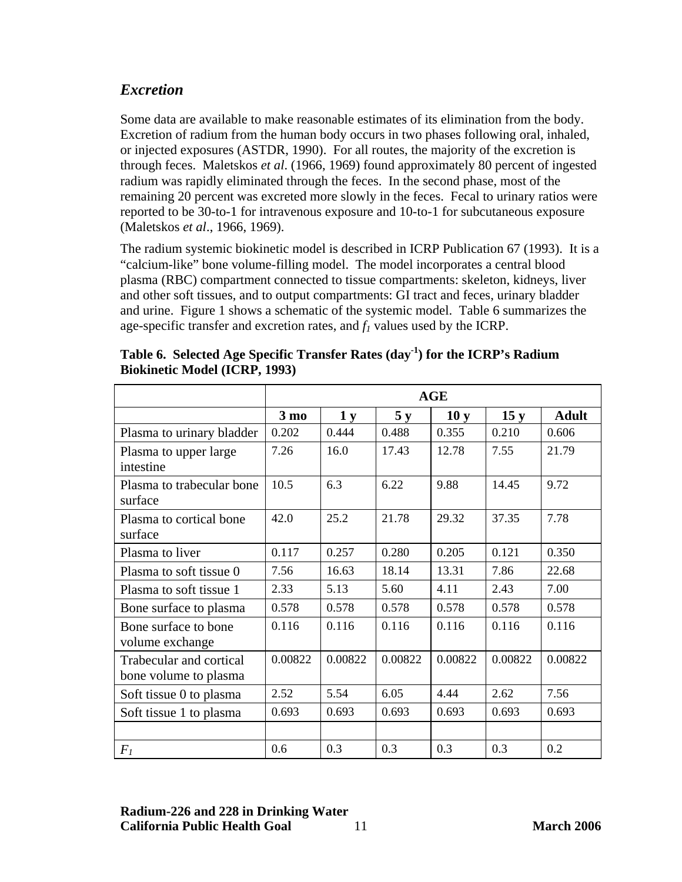## *Excretion*

Some data are available to make reasonable estimates of its elimination from the body. Excretion of radium from the human body occurs in two phases following oral, inhaled, or injected exposures (ASTDR, 1990). For all routes, the majority of the excretion is through feces. Maletskos *et al*. (1966, 1969) found approximately 80 percent of ingested radium was rapidly eliminated through the feces. In the second phase, most of the remaining 20 percent was excreted more slowly in the feces. Fecal to urinary ratios were reported to be 30-to-1 for intravenous exposure and 10-to-1 for subcutaneous exposure (Maletskos *et al*., 1966, 1969).

The radium systemic biokinetic model is described in ICRP Publication 67 (1993). It is a "calcium-like" bone volume-filling model. The model incorporates a central blood plasma (RBC) compartment connected to tissue compartments: skeleton, kidneys, liver and other soft tissues, and to output compartments: GI tract and feces, urinary bladder and urine. Figure 1 shows a schematic of the systemic model. Table 6 summarizes the age-specific transfer and excretion rates, and $f_1$ values used by the ICRP.

**Table 6. Selected Age Specific Transfer Rates (day$^{-1}$) for the ICRP's Radium Biokinetic Model (ICRP, 1993)**

| | AGE | | | | | |
|---|---|---|---|---|---|---|
| | **3 mo** | **1 y** | **5 y** | **10 y** | **15 y** | **Adult** |
| Plasma to urinary bladder | 0.202 | 0.444 | 0.488 | 0.355 | 0.210 | 0.606 |
| Plasma to upper large intestine | 7.26 | 16.0 | 17.43 | 12.78 | 7.55 | 21.79 |
| Plasma to trabecular bone surface | 10.5 | 6.3 | 6.22 | 9.88 | 14.45 | 9.72 |
| Plasma to cortical bone surface | 42.0 | 25.2 | 21.78 | 29.32 | 37.35 | 7.78 |
| Plasma to liver | 0.117 | 0.257 | 0.280 | 0.205 | 0.121 | 0.350 |
| Plasma to soft tissue 0 | 7.56 | 16.63 | 18.14 | 13.31 | 7.86 | 22.68 |
| Plasma to soft tissue 1 | 2.33 | 5.13 | 5.60 | 4.11 | 2.43 | 7.00 |
| Bone surface to plasma | 0.578 | 0.578 | 0.578 | 0.578 | 0.578 | 0.578 |
| Bone surface to bone volume exchange | 0.116 | 0.116 | 0.116 | 0.116 | 0.116 | 0.116 |
| Trabecular and cortical bone volume to plasma | 0.00822 | 0.00822 | 0.00822 | 0.00822 | 0.00822 | 0.00822 |
| Soft tissue 0 to plasma | 2.52 | 5.54 | 6.05 | 4.44 | 2.62 | 7.56 |
| Soft tissue 1 to plasma | 0.693 | 0.693 | 0.693 | 0.693 | 0.693 | 0.693 |
| | | | | | | |
| $F_1$ | 0.6 | 0.3 | 0.3 | 0.3 | 0.3 | 0.2 |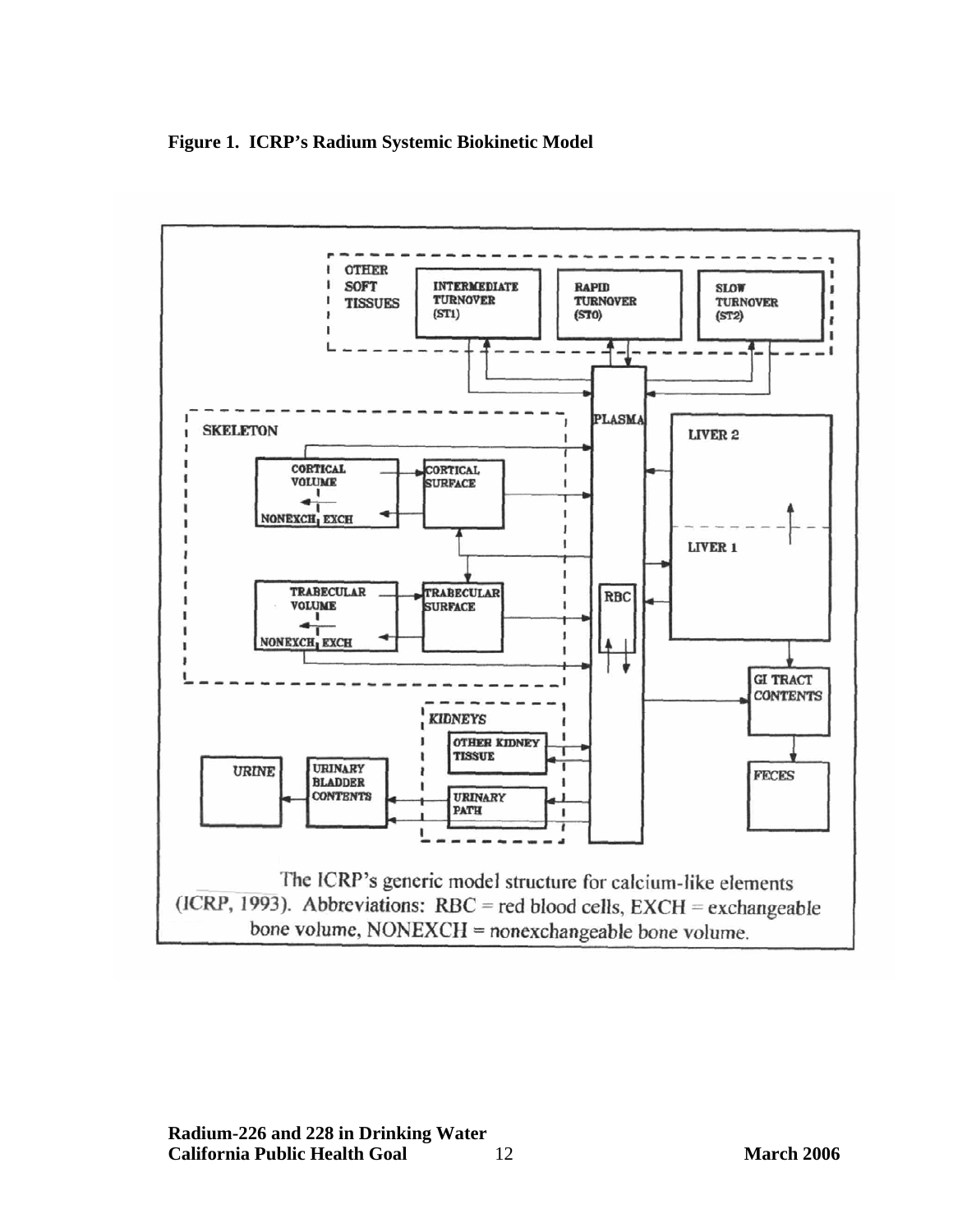**Figure 1. ICRP's Radium Systemic Biokinetic Model**

The ICRP's generic model structure for calcium-like elements (ICRP, 1993). Abbreviations: RBC = red blood cells, EXCH = exchangeable bone volume, NONEXCH = nonexchangeable bone volume.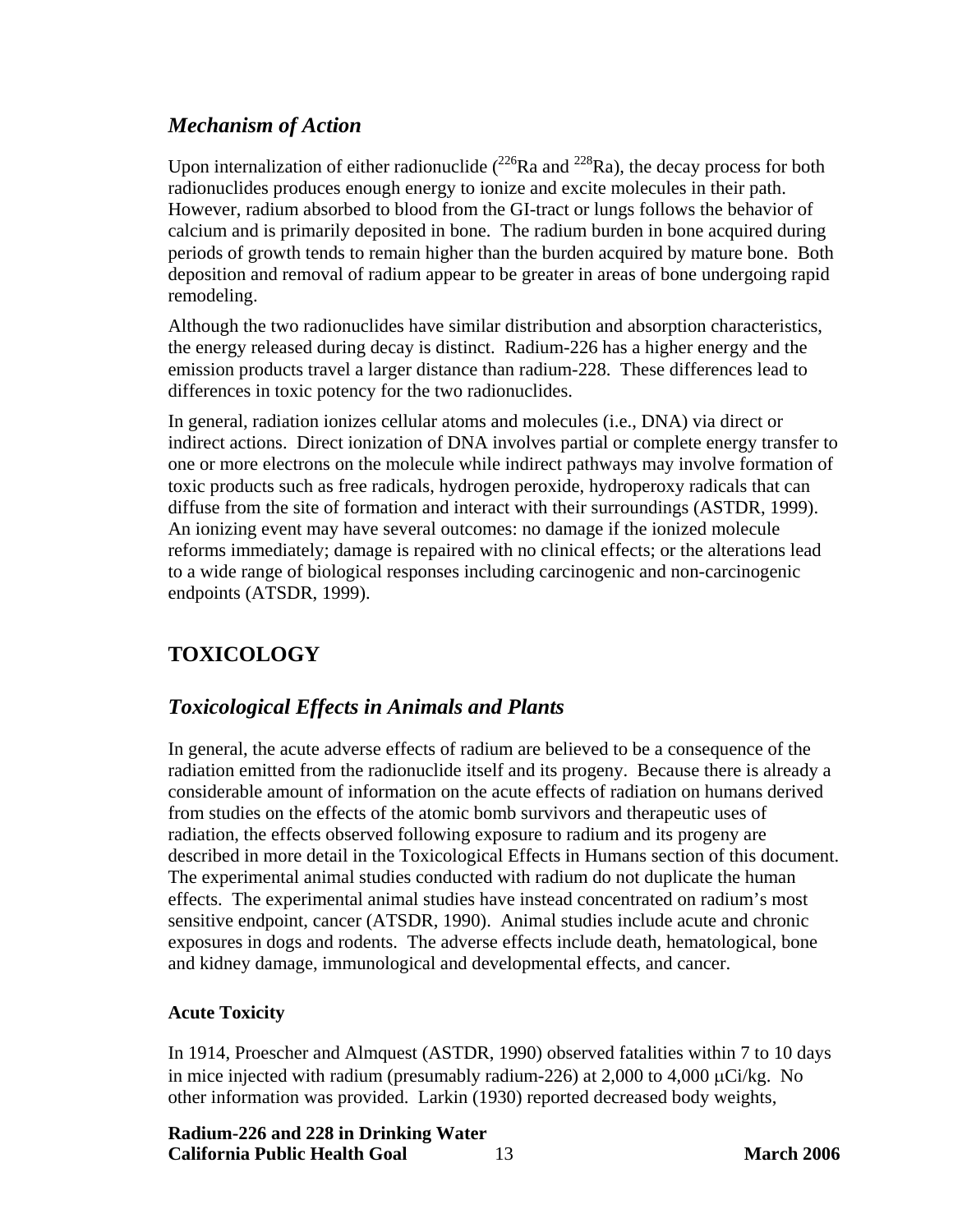## *Mechanism of Action*

Upon internalization of either radionuclide ($^{226}$Ra and $^{228}$Ra), the decay process for both radionuclides produces enough energy to ionize and excite molecules in their path. However, radium absorbed to blood from the GI-tract or lungs follows the behavior of calcium and is primarily deposited in bone. The radium burden in bone acquired during periods of growth tends to remain higher than the burden acquired by mature bone. Both deposition and removal of radium appear to be greater in areas of bone undergoing rapid remodeling.

Although the two radionuclides have similar distribution and absorption characteristics, the energy released during decay is distinct. Radium-226 has a higher energy and the emission products travel a larger distance than radium-228. These differences lead to differences in toxic potency for the two radionuclides.

In general, radiation ionizes cellular atoms and molecules (i.e., DNA) via direct or indirect actions. Direct ionization of DNA involves partial or complete energy transfer to one or more electrons on the molecule while indirect pathways may involve formation of toxic products such as free radicals, hydrogen peroxide, hydroperoxy radicals that can diffuse from the site of formation and interact with their surroundings (ASTDR, 1999). An ionizing event may have several outcomes: no damage if the ionized molecule reforms immediately; damage is repaired with no clinical effects; or the alterations lead to a wide range of biological responses including carcinogenic and non-carcinogenic endpoints (ATSDR, 1999).

# TOXICOLOGY

## *Toxicological Effects in Animals and Plants*

In general, the acute adverse effects of radium are believed to be a consequence of the radiation emitted from the radionuclide itself and its progeny. Because there is already a considerable amount of information on the acute effects of radiation on humans derived from studies on the effects of the atomic bomb survivors and therapeutic uses of radiation, the effects observed following exposure to radium and its progeny are described in more detail in the Toxicological Effects in Humans section of this document. The experimental animal studies conducted with radium do not duplicate the human effects. The experimental animal studies have instead concentrated on radium's most sensitive endpoint, cancer (ATSDR, 1990). Animal studies include acute and chronic exposures in dogs and rodents. The adverse effects include death, hematological, bone and kidney damage, immunological and developmental effects, and cancer.

### Acute Toxicity

In 1914, Proescher and Almquest (ASTDR, 1990) observed fatalities within 7 to 10 days in mice injected with radium (presumably radium-226) at 2,000 to 4,000 μCi/kg. No other information was provided. Larkin (1930) reported decreased body weights,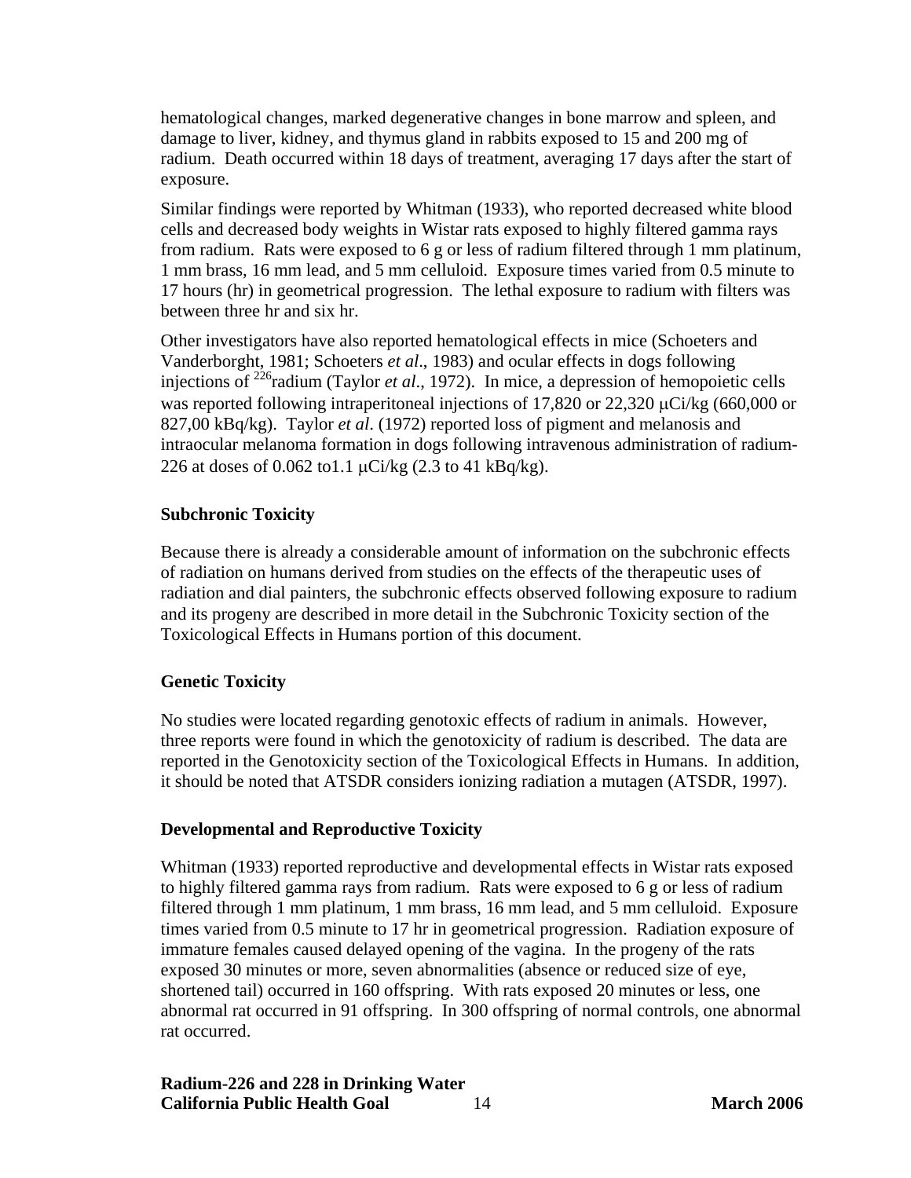hematological changes, marked degenerative changes in bone marrow and spleen, and damage to liver, kidney, and thymus gland in rabbits exposed to 15 and 200 mg of radium. Death occurred within 18 days of treatment, averaging 17 days after the start of exposure.

Similar findings were reported by Whitman (1933), who reported decreased white blood cells and decreased body weights in Wistar rats exposed to highly filtered gamma rays from radium. Rats were exposed to 6 g or less of radium filtered through 1 mm platinum, 1 mm brass, 16 mm lead, and 5 mm celluloid. Exposure times varied from 0.5 minute to 17 hours (hr) in geometrical progression. The lethal exposure to radium with filters was between three hr and six hr.

Other investigators have also reported hematological effects in mice (Schoeters and Vanderborght, 1981; Schoeters *et al*., 1983) and ocular effects in dogs following injections of $^{226}$radium (Taylor *et al*., 1972). In mice, a depression of hemopoietic cells was reported following intraperitoneal injections of 17,820 or 22,320 μCi/kg (660,000 or 827,00 kBq/kg). Taylor *et al*. (1972) reported loss of pigment and melanosis and intraocular melanoma formation in dogs following intravenous administration of radium-226 at doses of 0.062 to1.1 μCi/kg (2.3 to 41 kBq/kg).

### Subchronic Toxicity

Because there is already a considerable amount of information on the subchronic effects of radiation on humans derived from studies on the effects of the therapeutic uses of radiation and dial painters, the subchronic effects observed following exposure to radium and its progeny are described in more detail in the Subchronic Toxicity section of the Toxicological Effects in Humans portion of this document.

### Genetic Toxicity

No studies were located regarding genotoxic effects of radium in animals. However, three reports were found in which the genotoxicity of radium is described. The data are reported in the Genotoxicity section of the Toxicological Effects in Humans. In addition, it should be noted that ATSDR considers ionizing radiation a mutagen (ATSDR, 1997).

### Developmental and Reproductive Toxicity

Whitman (1933) reported reproductive and developmental effects in Wistar rats exposed to highly filtered gamma rays from radium. Rats were exposed to 6 g or less of radium filtered through 1 mm platinum, 1 mm brass, 16 mm lead, and 5 mm celluloid. Exposure times varied from 0.5 minute to 17 hr in geometrical progression. Radiation exposure of immature females caused delayed opening of the vagina. In the progeny of the rats exposed 30 minutes or more, seven abnormalities (absence or reduced size of eye, shortened tail) occurred in 160 offspring. With rats exposed 20 minutes or less, one abnormal rat occurred in 91 offspring. In 300 offspring of normal controls, one abnormal rat occurred.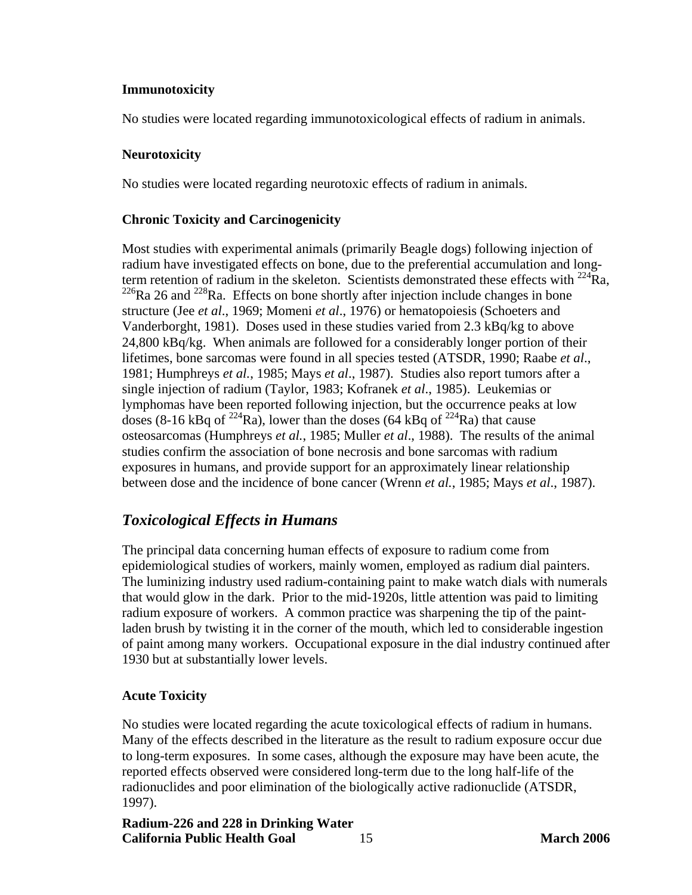### Immunotoxicity

No studies were located regarding immunotoxicological effects of radium in animals.

### Neurotoxicity

No studies were located regarding neurotoxic effects of radium in animals.

### Chronic Toxicity and Carcinogenicity

Most studies with experimental animals (primarily Beagle dogs) following injection of radium have investigated effects on bone, due to the preferential accumulation and long-term retention of radium in the skeleton. Scientists demonstrated these effects with $^{224}$Ra, $^{226}$Ra 26 and $^{228}$Ra. Effects on bone shortly after injection include changes in bone structure (Jee *et al*., 1969; Momeni *et al*., 1976) or hematopoiesis (Schoeters and Vanderborght, 1981). Doses used in these studies varied from 2.3 kBq/kg to above 24,800 kBq/kg. When animals are followed for a considerably longer portion of their lifetimes, bone sarcomas were found in all species tested (ATSDR, 1990; Raabe *et al*., 1981; Humphreys *et al.*, 1985; Mays *et al*., 1987). Studies also report tumors after a single injection of radium (Taylor, 1983; Kofranek *et al*., 1985). Leukemias or lymphomas have been reported following injection, but the occurrence peaks at low doses (8-16 kBq of $^{224}$Ra), lower than the doses (64 kBq of $^{224}$Ra) that cause osteosarcomas (Humphreys *et al.*, 1985; Muller *et al*., 1988). The results of the animal studies confirm the association of bone necrosis and bone sarcomas with radium exposures in humans, and provide support for an approximately linear relationship between dose and the incidence of bone cancer (Wrenn *et al.*, 1985; Mays *et al*., 1987).

## *Toxicological Effects in Humans*

The principal data concerning human effects of exposure to radium come from epidemiological studies of workers, mainly women, employed as radium dial painters. The luminizing industry used radium-containing paint to make watch dials with numerals that would glow in the dark. Prior to the mid-1920s, little attention was paid to limiting radium exposure of workers. A common practice was sharpening the tip of the paint-laden brush by twisting it in the corner of the mouth, which led to considerable ingestion of paint among many workers. Occupational exposure in the dial industry continued after 1930 but at substantially lower levels.

### Acute Toxicity

No studies were located regarding the acute toxicological effects of radium in humans. Many of the effects described in the literature as the result to radium exposure occur due to long-term exposures. In some cases, although the exposure may have been acute, the reported effects observed were considered long-term due to the long half-life of the radionuclides and poor elimination of the biologically active radionuclide (ATSDR, 1997).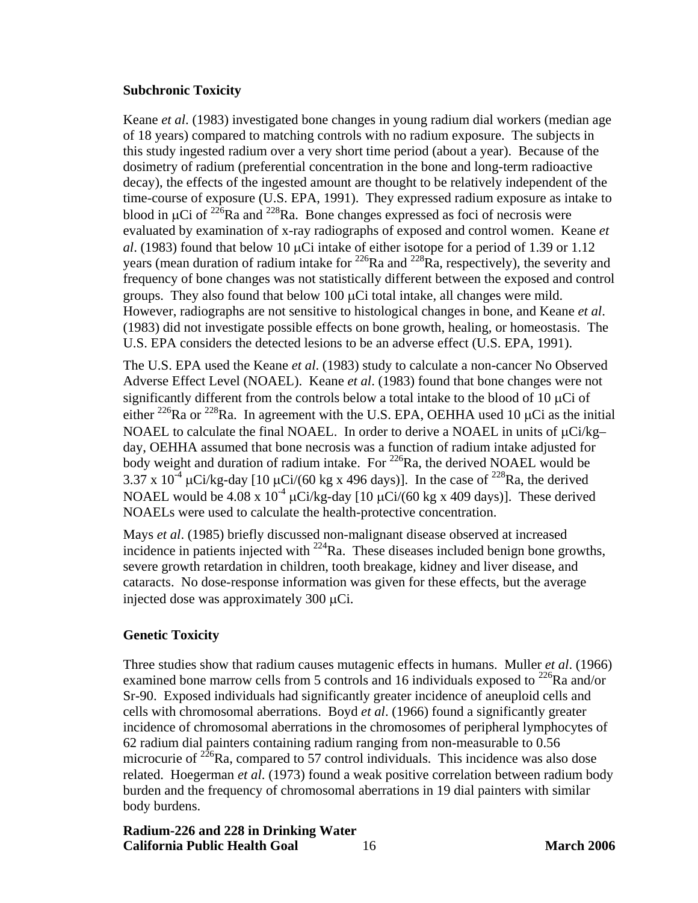## Subchronic Toxicity

Keane *et al*. (1983) investigated bone changes in young radium dial workers (median age of 18 years) compared to matching controls with no radium exposure. The subjects in this study ingested radium over a very short time period (about a year). Because of the dosimetry of radium (preferential concentration in the bone and long-term radioactive decay), the effects of the ingested amount are thought to be relatively independent of the time-course of exposure (U.S. EPA, 1991). They expressed radium exposure as intake to blood in μCi of $^{226}$Ra and $^{228}$Ra. Bone changes expressed as foci of necrosis were evaluated by examination of x-ray radiographs of exposed and control women. Keane *et al*. (1983) found that below 10 μCi intake of either isotope for a period of 1.39 or 1.12 years (mean duration of radium intake for $^{226}$Ra and $^{228}$Ra, respectively), the severity and frequency of bone changes was not statistically different between the exposed and control groups. They also found that below 100 μCi total intake, all changes were mild. However, radiographs are not sensitive to histological changes in bone, and Keane *et al*. (1983) did not investigate possible effects on bone growth, healing, or homeostasis. The U.S. EPA considers the detected lesions to be an adverse effect (U.S. EPA, 1991).

The U.S. EPA used the Keane *et al*. (1983) study to calculate a non-cancer No Observed Adverse Effect Level (NOAEL). Keane *et al*. (1983) found that bone changes were not significantly different from the controls below a total intake to the blood of 10 μCi of either $^{226}$Ra or $^{228}$Ra. In agreement with the U.S. EPA, OEHHA used 10 μCi as the initial NOAEL to calculate the final NOAEL. In order to derive a NOAEL in units of μCi/kg–day, OEHHA assumed that bone necrosis was a function of radium intake adjusted for body weight and duration of radium intake. For $^{226}$Ra, the derived NOAEL would be $3.37 \times 10^{-4}$ μCi/kg-day [10 μCi/(60 kg x 496 days)]. In the case of $^{228}$Ra, the derived NOAEL would be $4.08 \times 10^{-4}$ μCi/kg-day [10 μCi/(60 kg x 409 days)]. These derived NOAELs were used to calculate the health-protective concentration.

Mays *et al*. (1985) briefly discussed non-malignant disease observed at increased incidence in patients injected with $^{224}$Ra. These diseases included benign bone growths, severe growth retardation in children, tooth breakage, kidney and liver disease, and cataracts. No dose-response information was given for these effects, but the average injected dose was approximately 300 μCi.

## Genetic Toxicity

Three studies show that radium causes mutagenic effects in humans. Muller *et al*. (1966) examined bone marrow cells from 5 controls and 16 individuals exposed to $^{226}$Ra and/or Sr-90. Exposed individuals had significantly greater incidence of aneuploid cells and cells with chromosomal aberrations. Boyd *et al*. (1966) found a significantly greater incidence of chromosomal aberrations in the chromosomes of peripheral lymphocytes of 62 radium dial painters containing radium ranging from non-measurable to 0.56 microcurie of $^{226}$Ra, compared to 57 control individuals. This incidence was also dose related. Hoegerman *et al*. (1973) found a weak positive correlation between radium body burden and the frequency of chromosomal aberrations in 19 dial painters with similar body burdens.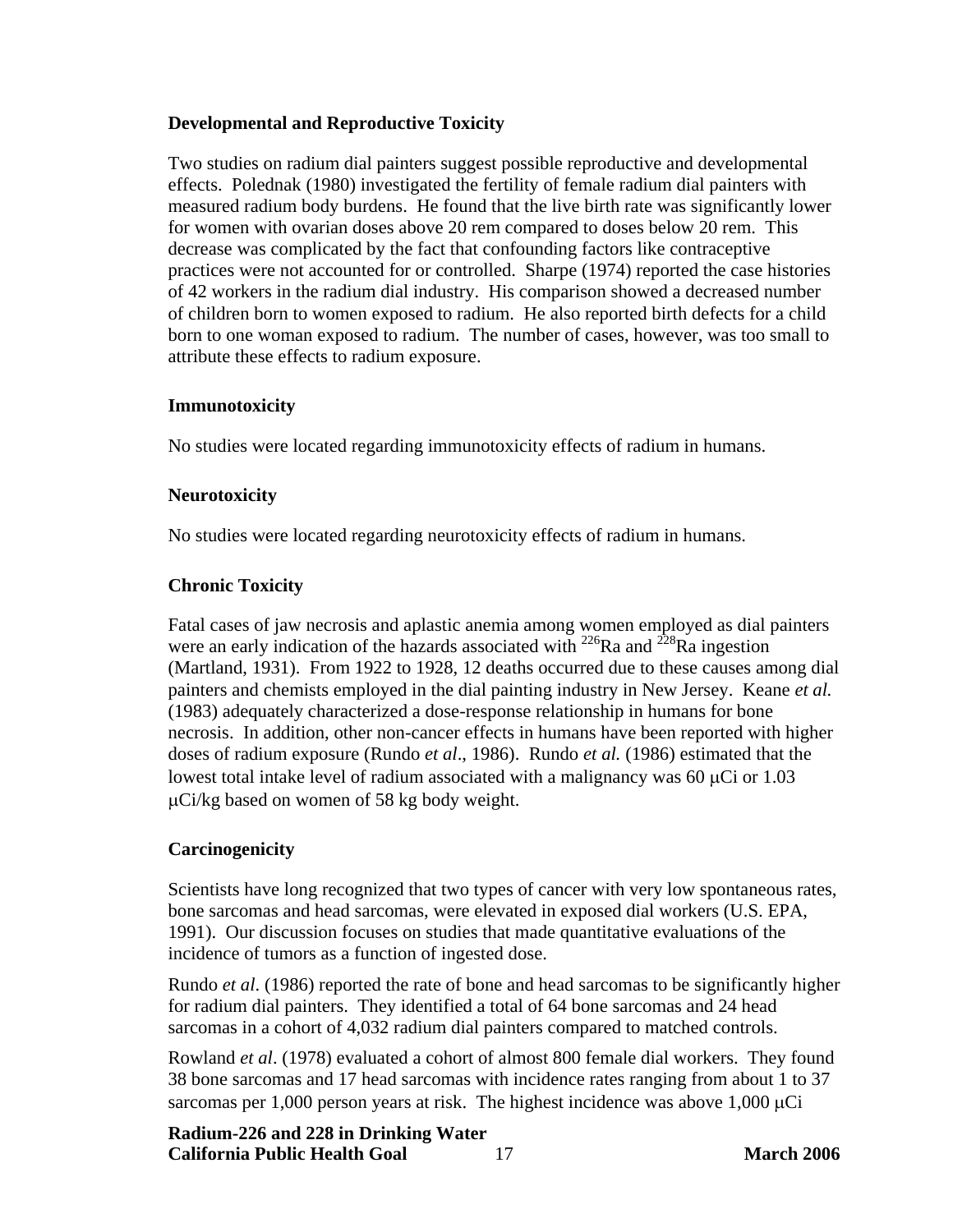### Developmental and Reproductive Toxicity

Two studies on radium dial painters suggest possible reproductive and developmental effects. Polednak (1980) investigated the fertility of female radium dial painters with measured radium body burdens. He found that the live birth rate was significantly lower for women with ovarian doses above 20 rem compared to doses below 20 rem. This decrease was complicated by the fact that confounding factors like contraceptive practices were not accounted for or controlled. Sharpe (1974) reported the case histories of 42 workers in the radium dial industry. His comparison showed a decreased number of children born to women exposed to radium. He also reported birth defects for a child born to one woman exposed to radium. The number of cases, however, was too small to attribute these effects to radium exposure.

### Immunotoxicity

No studies were located regarding immunotoxicity effects of radium in humans.

### Neurotoxicity

No studies were located regarding neurotoxicity effects of radium in humans.

### Chronic Toxicity

Fatal cases of jaw necrosis and aplastic anemia among women employed as dial painters were an early indication of the hazards associated with $^{226}$Ra and $^{228}$Ra ingestion (Martland, 1931). From 1922 to 1928, 12 deaths occurred due to these causes among dial painters and chemists employed in the dial painting industry in New Jersey. Keane *et al.* (1983) adequately characterized a dose-response relationship in humans for bone necrosis. In addition, other non-cancer effects in humans have been reported with higher doses of radium exposure (Rundo *et al*., 1986). Rundo *et al.* (1986) estimated that the lowest total intake level of radium associated with a malignancy was 60 $\mu$Ci or 1.03 $\mu$Ci/kg based on women of 58 kg body weight.

### Carcinogenicity

Scientists have long recognized that two types of cancer with very low spontaneous rates, bone sarcomas and head sarcomas, were elevated in exposed dial workers (U.S. EPA, 1991). Our discussion focuses on studies that made quantitative evaluations of the incidence of tumors as a function of ingested dose.

Rundo *et al.* (1986) reported the rate of bone and head sarcomas to be significantly higher for radium dial painters. They identified a total of 64 bone sarcomas and 24 head sarcomas in a cohort of 4,032 radium dial painters compared to matched controls.

Rowland *et al*. (1978) evaluated a cohort of almost 800 female dial workers. They found 38 bone sarcomas and 17 head sarcomas with incidence rates ranging from about 1 to 37 sarcomas per 1,000 person years at risk. The highest incidence was above 1,000 $\mu$Ci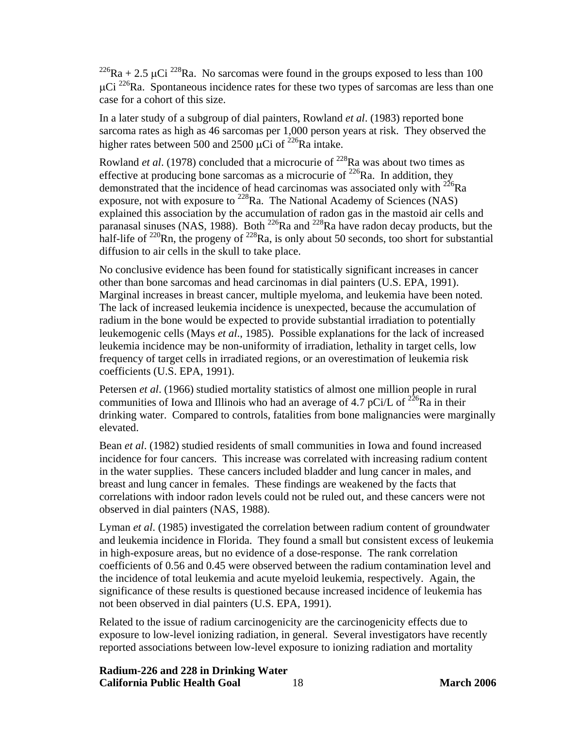$^{226}$Ra + 2.5 μCi $^{228}$Ra. No sarcomas were found in the groups exposed to less than 100 μCi $^{226}$Ra. Spontaneous incidence rates for these two types of sarcomas are less than one case for a cohort of this size.

In a later study of a subgroup of dial painters, Rowland *et al*. (1983) reported bone sarcoma rates as high as 46 sarcomas per 1,000 person years at risk. They observed the higher rates between 500 and 2500 μCi of $^{226}$Ra intake.

Rowland *et al*. (1978) concluded that a microcurie of $^{228}$Ra was about two times as effective at producing bone sarcomas as a microcurie of $^{226}$Ra. In addition, they demonstrated that the incidence of head carcinomas was associated only with $^{226}$Ra exposure, not with exposure to $^{228}$Ra. The National Academy of Sciences (NAS) explained this association by the accumulation of radon gas in the mastoid air cells and paranasal sinuses (NAS, 1988). Both $^{226}$Ra and $^{228}$Ra have radon decay products, but the half-life of $^{220}$Rn, the progeny of $^{228}$Ra, is only about 50 seconds, too short for substantial diffusion to air cells in the skull to take place.

No conclusive evidence has been found for statistically significant increases in cancer other than bone sarcomas and head carcinomas in dial painters (U.S. EPA, 1991). Marginal increases in breast cancer, multiple myeloma, and leukemia have been noted. The lack of increased leukemia incidence is unexpected, because the accumulation of radium in the bone would be expected to provide substantial irradiation to potentially leukemogenic cells (Mays *et al*., 1985). Possible explanations for the lack of increased leukemia incidence may be non-uniformity of irradiation, lethality in target cells, low frequency of target cells in irradiated regions, or an overestimation of leukemia risk coefficients (U.S. EPA, 1991).

Petersen *et al*. (1966) studied mortality statistics of almost one million people in rural communities of Iowa and Illinois who had an average of 4.7 pCi/L of $^{226}$Ra in their drinking water. Compared to controls, fatalities from bone malignancies were marginally elevated.

Bean *et al*. (1982) studied residents of small communities in Iowa and found increased incidence for four cancers. This increase was correlated with increasing radium content in the water supplies. These cancers included bladder and lung cancer in males, and breast and lung cancer in females. These findings are weakened by the facts that correlations with indoor radon levels could not be ruled out, and these cancers were not observed in dial painters (NAS, 1988).

Lyman *et al*. (1985) investigated the correlation between radium content of groundwater and leukemia incidence in Florida. They found a small but consistent excess of leukemia in high-exposure areas, but no evidence of a dose-response. The rank correlation coefficients of 0.56 and 0.45 were observed between the radium contamination level and the incidence of total leukemia and acute myeloid leukemia, respectively. Again, the significance of these results is questioned because increased incidence of leukemia has not been observed in dial painters (U.S. EPA, 1991).

Related to the issue of radium carcinogenicity are the carcinogenicity effects due to exposure to low-level ionizing radiation, in general. Several investigators have recently reported associations between low-level exposure to ionizing radiation and mortality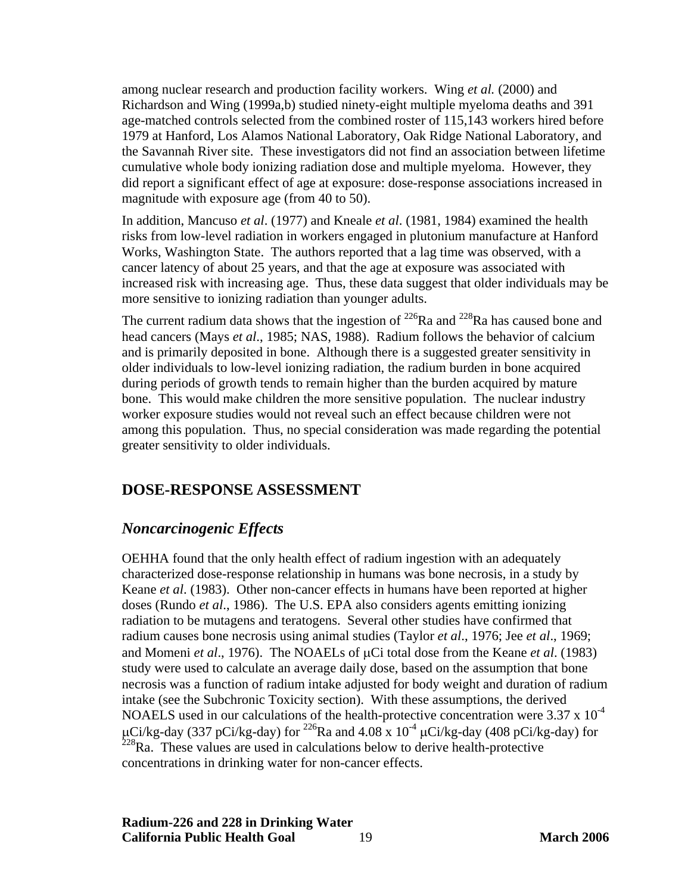among nuclear research and production facility workers. Wing *et al.* (2000) and Richardson and Wing (1999a,b) studied ninety-eight multiple myeloma deaths and 391 age-matched controls selected from the combined roster of 115,143 workers hired before 1979 at Hanford, Los Alamos National Laboratory, Oak Ridge National Laboratory, and the Savannah River site. These investigators did not find an association between lifetime cumulative whole body ionizing radiation dose and multiple myeloma. However, they did report a significant effect of age at exposure: dose-response associations increased in magnitude with exposure age (from 40 to 50).

In addition, Mancuso *et al*. (1977) and Kneale *et al*. (1981, 1984) examined the health risks from low-level radiation in workers engaged in plutonium manufacture at Hanford Works, Washington State. The authors reported that a lag time was observed, with a cancer latency of about 25 years, and that the age at exposure was associated with increased risk with increasing age. Thus, these data suggest that older individuals may be more sensitive to ionizing radiation than younger adults.

The current radium data shows that the ingestion of $^{226}$Ra and $^{228}$Ra has caused bone and head cancers (Mays *et al*., 1985; NAS, 1988). Radium follows the behavior of calcium and is primarily deposited in bone. Although there is a suggested greater sensitivity in older individuals to low-level ionizing radiation, the radium burden in bone acquired during periods of growth tends to remain higher than the burden acquired by mature bone. This would make children the more sensitive population. The nuclear industry worker exposure studies would not reveal such an effect because children were not among this population. Thus, no special consideration was made regarding the potential greater sensitivity to older individuals.

## DOSE-RESPONSE ASSESSMENT

### *Noncarcinogenic Effects*

OEHHA found that the only health effect of radium ingestion with an adequately characterized dose-response relationship in humans was bone necrosis, in a study by Keane *et al*. (1983). Other non-cancer effects in humans have been reported at higher doses (Rundo *et al*., 1986). The U.S. EPA also considers agents emitting ionizing radiation to be mutagens and teratogens. Several other studies have confirmed that radium causes bone necrosis using animal studies (Taylor *et al*., 1976; Jee *et al*., 1969; and Momeni *et al*., 1976). The NOAELs of μCi total dose from the Keane *et al*. (1983) study were used to calculate an average daily dose, based on the assumption that bone necrosis was a function of radium intake adjusted for body weight and duration of radium intake (see the Subchronic Toxicity section). With these assumptions, the derived NOAELS used in our calculations of the health-protective concentration were $3.37 \times 10^{-4}$ μCi/kg-day (337 pCi/kg-day) for $^{226}$Ra and $4.08 \times 10^{-4}$ μCi/kg-day (408 pCi/kg-day) for $^{228}$Ra. These values are used in calculations below to derive health-protective concentrations in drinking water for non-cancer effects.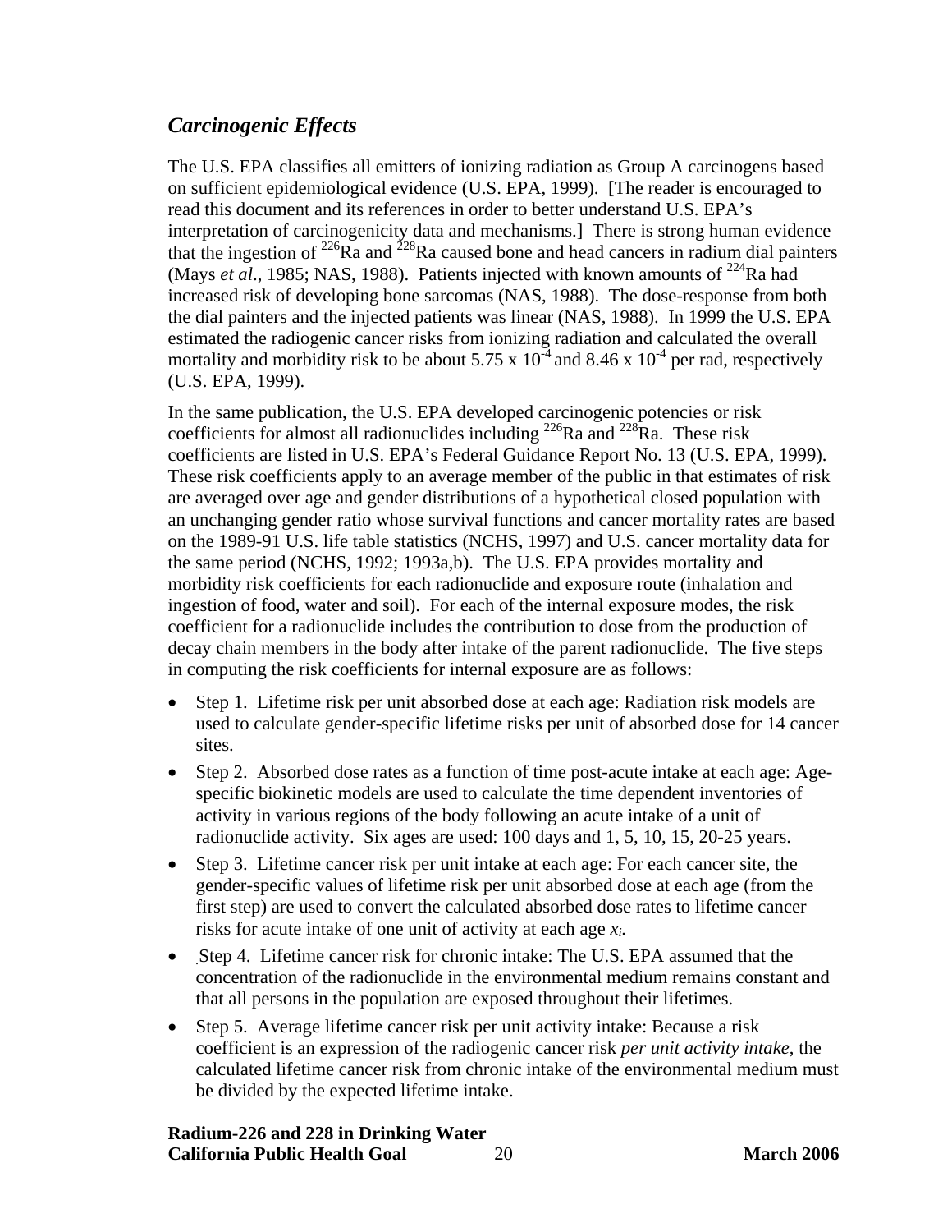### *Carcinogenic Effects*

The U.S. EPA classifies all emitters of ionizing radiation as Group A carcinogens based on sufficient epidemiological evidence (U.S. EPA, 1999). [The reader is encouraged to read this document and its references in order to better understand U.S. EPA's interpretation of carcinogenicity data and mechanisms.] There is strong human evidence that the ingestion of $^{226}$Ra and $^{228}$Ra caused bone and head cancers in radium dial painters (Mays *et al*., 1985; NAS, 1988). Patients injected with known amounts of $^{224}$Ra had increased risk of developing bone sarcomas (NAS, 1988). The dose-response from both the dial painters and the injected patients was linear (NAS, 1988). In 1999 the U.S. EPA estimated the radiogenic cancer risks from ionizing radiation and calculated the overall mortality and morbidity risk to be about $5.75 \times 10^{-4}$ and $8.46 \times 10^{-4}$ per rad, respectively (U.S. EPA, 1999).

In the same publication, the U.S. EPA developed carcinogenic potencies or risk coefficients for almost all radionuclides including $^{226}$Ra and $^{228}$Ra. These risk coefficients are listed in U.S. EPA's Federal Guidance Report No. 13 (U.S. EPA, 1999). These risk coefficients apply to an average member of the public in that estimates of risk are averaged over age and gender distributions of a hypothetical closed population with an unchanging gender ratio whose survival functions and cancer mortality rates are based on the 1989-91 U.S. life table statistics (NCHS, 1997) and U.S. cancer mortality data for the same period (NCHS, 1992; 1993a,b). The U.S. EPA provides mortality and morbidity risk coefficients for each radionuclide and exposure route (inhalation and ingestion of food, water and soil). For each of the internal exposure modes, the risk coefficient for a radionuclide includes the contribution to dose from the production of decay chain members in the body after intake of the parent radionuclide. The five steps in computing the risk coefficients for internal exposure are as follows:

- Step 1. Lifetime risk per unit absorbed dose at each age: Radiation risk models are used to calculate gender-specific lifetime risks per unit of absorbed dose for 14 cancer sites.
- Step 2. Absorbed dose rates as a function of time post-acute intake at each age: Age-specific biokinetic models are used to calculate the time dependent inventories of activity in various regions of the body following an acute intake of a unit of radionuclide activity. Six ages are used: 100 days and 1, 5, 10, 15, 20-25 years.
- Step 3. Lifetime cancer risk per unit intake at each age: For each cancer site, the gender-specific values of lifetime risk per unit absorbed dose at each age (from the first step) are used to convert the calculated absorbed dose rates to lifetime cancer risks for acute intake of one unit of activity at each age $x_i$.
- Step 4. Lifetime cancer risk for chronic intake: The U.S. EPA assumed that the concentration of the radionuclide in the environmental medium remains constant and that all persons in the population are exposed throughout their lifetimes.
- Step 5. Average lifetime cancer risk per unit activity intake: Because a risk coefficient is an expression of the radiogenic cancer risk *per unit activity intake*, the calculated lifetime cancer risk from chronic intake of the environmental medium must be divided by the expected lifetime intake.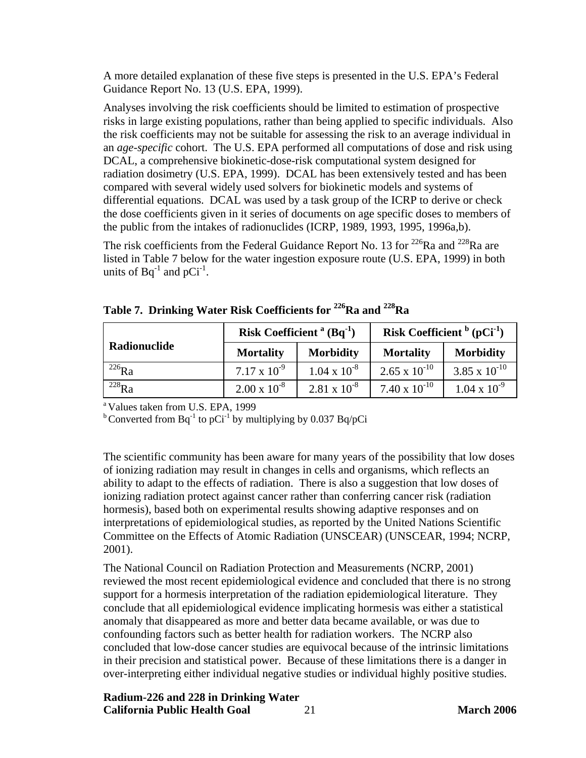A more detailed explanation of these five steps is presented in the U.S. EPA's Federal Guidance Report No. 13 (U.S. EPA, 1999).

Analyses involving the risk coefficients should be limited to estimation of prospective risks in large existing populations, rather than being applied to specific individuals. Also the risk coefficients may not be suitable for assessing the risk to an average individual in an *age-specific* cohort. The U.S. EPA performed all computations of dose and risk using DCAL, a comprehensive biokinetic-dose-risk computational system designed for radiation dosimetry (U.S. EPA, 1999). DCAL has been extensively tested and has been compared with several widely used solvers for biokinetic models and systems of differential equations. DCAL was used by a task group of the ICRP to derive or check the dose coefficients given in it series of documents on age specific doses to members of the public from the intakes of radionuclides (ICRP, 1989, 1993, 1995, 1996a,b).

The risk coefficients from the Federal Guidance Report No. 13 for $^{226}$Ra and $^{228}$Ra are listed in Table 7 below for the water ingestion exposure route (U.S. EPA, 1999) in both units of $Bq^{-1}$ and $pCi^{-1}$.

**Table 7. Drinking Water Risk Coefficients for $^{226}$Ra and $^{228}$Ra**

| Radionuclide | Risk Coefficient [a] ($Bq^{-1}$) | | Risk Coefficient [b] ($pCi^{-1}$) | |
|---|---|---|---|---|
| | **Mortality** | **Morbidity** | **Mortality** | **Morbidity** |
| $^{226}$Ra | $7.17 \times 10^{-9}$ | $1.04 \times 10^{-8}$ | $2.65 \times 10^{-10}$ | $3.85 \times 10^{-10}$ |
| $^{228}$Ra | $2.00 \times 10^{-8}$ | $2.81 \times 10^{-8}$ | $7.40 \times 10^{-10}$ | $1.04 \times 10^{-9}$ |

[a] Values taken from U.S. EPA, 1999
[b] Converted from $Bq^{-1}$ to $pCi^{-1}$ by multiplying by 0.037 Bq/pCi

The scientific community has been aware for many years of the possibility that low doses of ionizing radiation may result in changes in cells and organisms, which reflects an ability to adapt to the effects of radiation. There is also a suggestion that low doses of ionizing radiation protect against cancer rather than conferring cancer risk (radiation hormesis), based both on experimental results showing adaptive responses and on interpretations of epidemiological studies, as reported by the United Nations Scientific Committee on the Effects of Atomic Radiation (UNSCEAR) (UNSCEAR, 1994; NCRP, 2001).

The National Council on Radiation Protection and Measurements (NCRP, 2001) reviewed the most recent epidemiological evidence and concluded that there is no strong support for a hormesis interpretation of the radiation epidemiological literature. They conclude that all epidemiological evidence implicating hormesis was either a statistical anomaly that disappeared as more and better data became available, or was due to confounding factors such as better health for radiation workers. The NCRP also concluded that low-dose cancer studies are equivocal because of the intrinsic limitations in their precision and statistical power. Because of these limitations there is a danger in over-interpreting either individual negative studies or individual highly positive studies.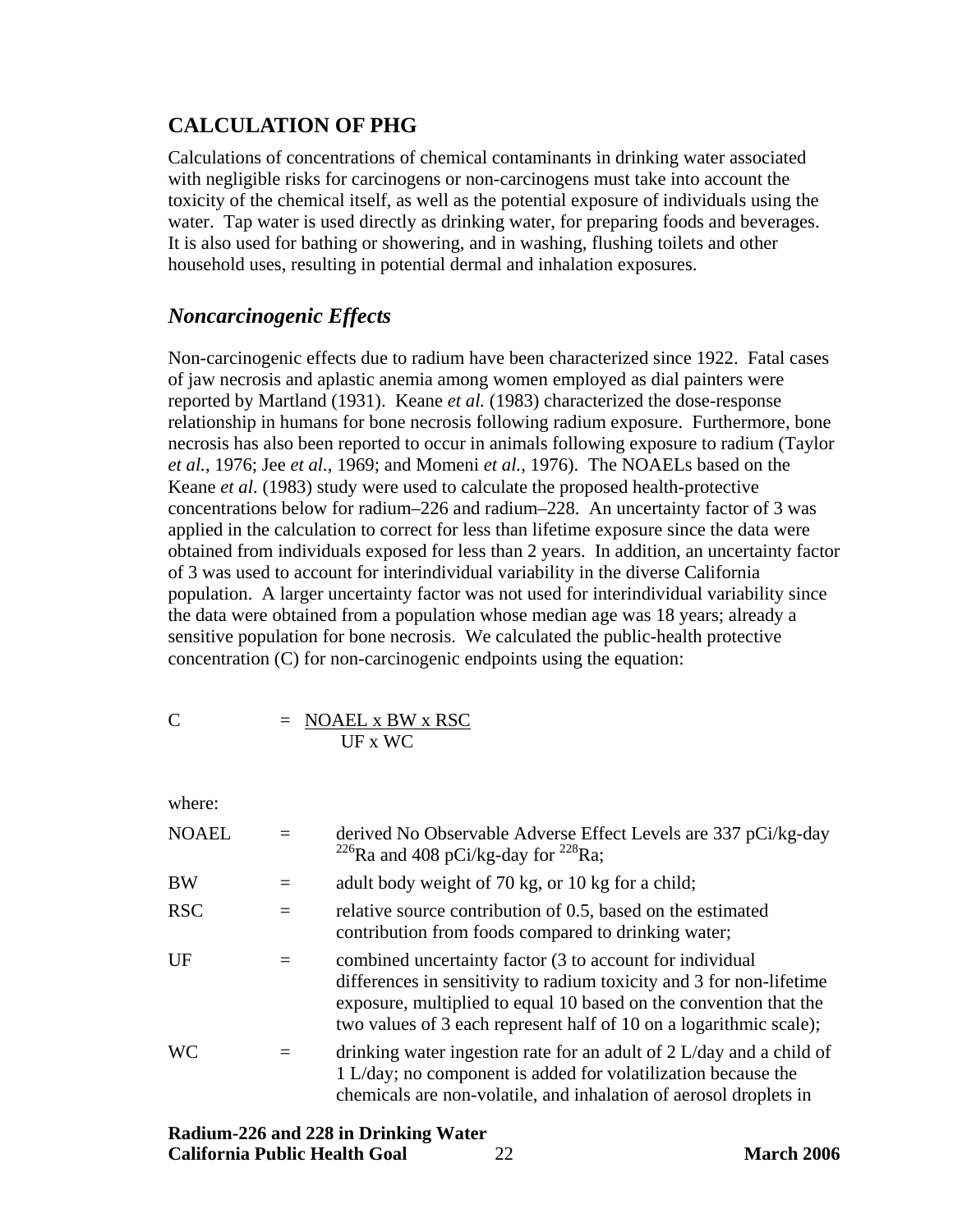## CALCULATION OF PHG

Calculations of concentrations of chemical contaminants in drinking water associated with negligible risks for carcinogens or non-carcinogens must take into account the toxicity of the chemical itself, as well as the potential exposure of individuals using the water. Tap water is used directly as drinking water, for preparing foods and beverages. It is also used for bathing or showering, and in washing, flushing toilets and other household uses, resulting in potential dermal and inhalation exposures.

### *Noncarcinogenic Effects*

Non-carcinogenic effects due to radium have been characterized since 1922. Fatal cases of jaw necrosis and aplastic anemia among women employed as dial painters were reported by Martland (1931). Keane *et al.* (1983) characterized the dose-response relationship in humans for bone necrosis following radium exposure. Furthermore, bone necrosis has also been reported to occur in animals following exposure to radium (Taylor *et al.*, 1976; Jee *et al.*, 1969; and Momeni *et al.*, 1976). The NOAELs based on the Keane *et al.* (1983) study were used to calculate the proposed health-protective concentrations below for radium–226 and radium–228. An uncertainty factor of 3 was applied in the calculation to correct for less than lifetime exposure since the data were obtained from individuals exposed for less than 2 years. In addition, an uncertainty factor of 3 was used to account for interindividual variability in the diverse California population. A larger uncertainty factor was not used for interindividual variability since the data were obtained from a population whose median age was 18 years; already a sensitive population for bone necrosis. We calculated the public-health protective concentration (C) for non-carcinogenic endpoints using the equation:

$$C = \frac{NOAEL \times BW \times RSC}{UF \times WC}$$

where:

NOAEL = derived No Observable Adverse Effect Levels are 337 pCi/kg-day $^{226}Ra$ and 408 pCi/kg-day for $^{228}Ra$;

BW = adult body weight of 70 kg, or 10 kg for a child;

RSC = relative source contribution of 0.5, based on the estimated contribution from foods compared to drinking water;

UF = combined uncertainty factor (3 to account for individual differences in sensitivity to radium toxicity and 3 for non-lifetime exposure, multiplied to equal 10 based on the convention that the two values of 3 each represent half of 10 on a logarithmic scale);

WC = drinking water ingestion rate for an adult of 2 L/day and a child of 1 L/day; no component is added for volatilization because the chemicals are non-volatile, and inhalation of aerosol droplets in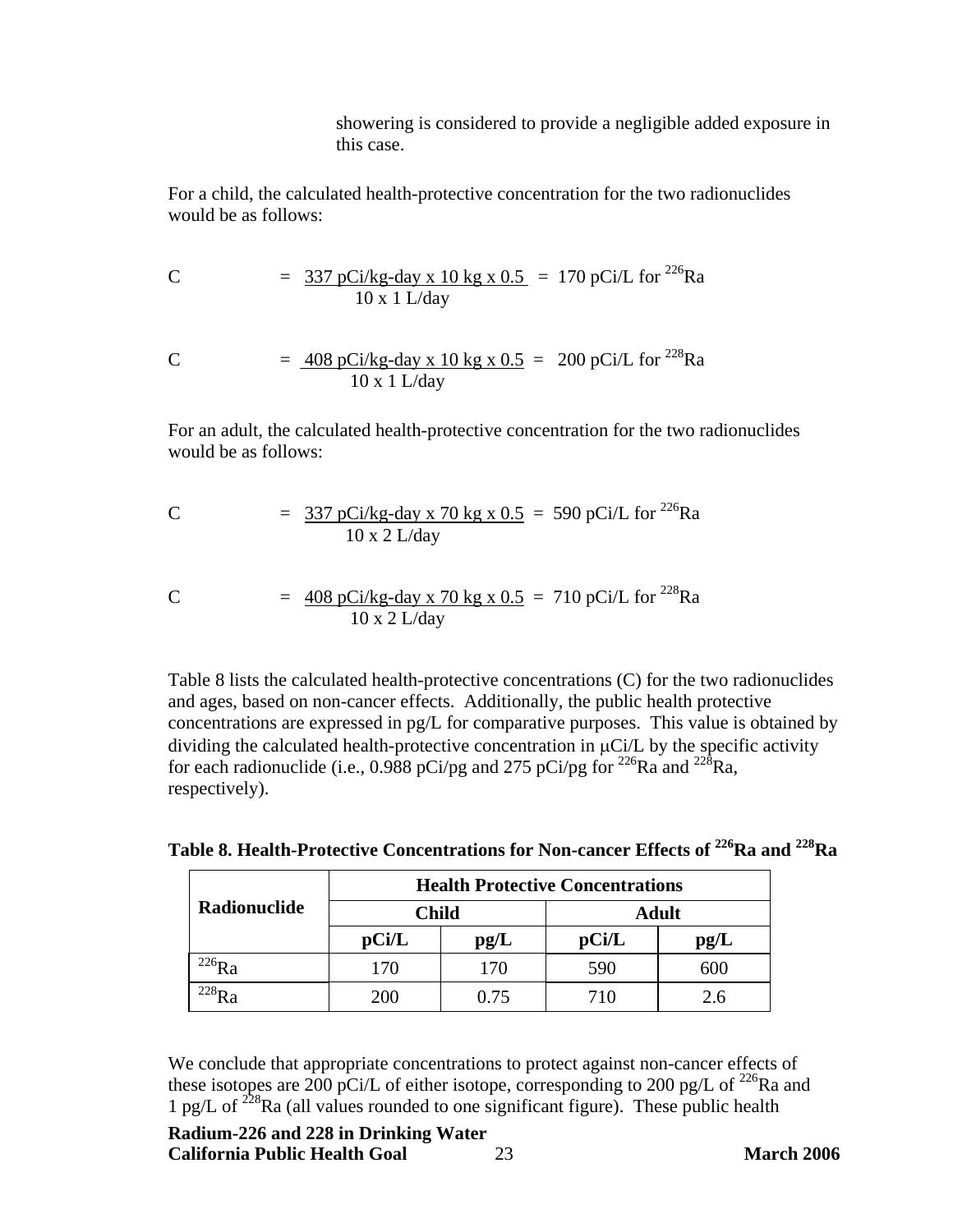showering is considered to provide a negligible added exposure in this case.

For a child, the calculated health-protective concentration for the two radionuclides would be as follows:

$$C = \frac{337 \text{ pCi/kg-day} \times 10 \text{ kg} \times 0.5}{10 \times 1 \text{ L/day}} = 170 \text{ pCi/L for } {}^{226}\text{Ra}$$

$$C = \frac{408 \text{ pCi/kg-day} \times 10 \text{ kg} \times 0.5}{10 \times 1 \text{ L/day}} = 200 \text{ pCi/L for } {}^{228}\text{Ra}$$

For an adult, the calculated health-protective concentration for the two radionuclides would be as follows:

$$C = \frac{337 \text{ pCi/kg-day} \times 70 \text{ kg} \times 0.5}{10 \times 2 \text{ L/day}} = 590 \text{ pCi/L for } {}^{226}\text{Ra}$$

$$C = \frac{408 \text{ pCi/kg-day} \times 70 \text{ kg} \times 0.5}{10 \times 2 \text{ L/day}} = 710 \text{ pCi/L for } {}^{228}\text{Ra}$$

Table 8 lists the calculated health-protective concentrations (C) for the two radionuclides and ages, based on non-cancer effects. Additionally, the public health protective concentrations are expressed in pg/L for comparative purposes. This value is obtained by dividing the calculated health-protective concentration in $\mu$Ci/L by the specific activity for each radionuclide (i.e., 0.988 pCi/pg and 275 pCi/pg for $^{226}$Ra and $^{228}$Ra, respectively).

**Table 8. Health-Protective Concentrations for Non-cancer Effects of $^{226}$Ra and $^{228}$Ra**

| Radionuclide | Health Protective Concentrations | | | |
|---|---|---|---|---|
| | Child | | Adult | |
| | pCi/L | pg/L | pCi/L | pg/L |
| $^{226}$Ra | 170 | 170 | 590 | 600 |
| $^{228}$Ra | 200 | 0.75 | 710 | 2.6 |

We conclude that appropriate concentrations to protect against non-cancer effects of these isotopes are 200 pCi/L of either isotope, corresponding to 200 pg/L of $^{226}$Ra and 1 pg/L of $^{228}$Ra (all values rounded to one significant figure). These public health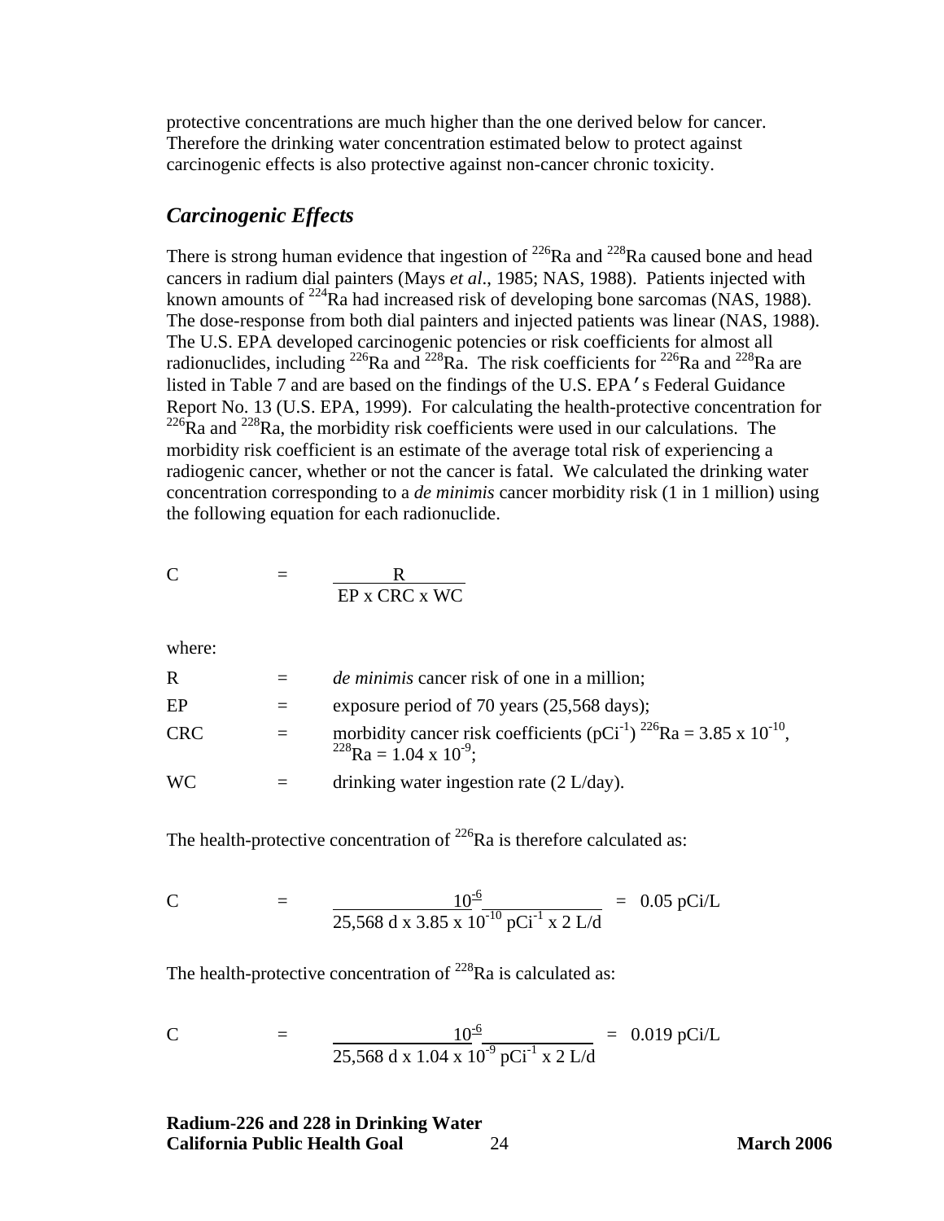protective concentrations are much higher than the one derived below for cancer. Therefore the drinking water concentration estimated below to protect against carcinogenic effects is also protective against non-cancer chronic toxicity.

## *Carcinogenic Effects*

There is strong human evidence that ingestion of $^{226}$Ra and $^{228}$Ra caused bone and head cancers in radium dial painters (Mays *et al.*, 1985; NAS, 1988). Patients injected with known amounts of $^{224}$Ra had increased risk of developing bone sarcomas (NAS, 1988). The dose-response from both dial painters and injected patients was linear (NAS, 1988). The U.S. EPA developed carcinogenic potencies or risk coefficients for almost all radionuclides, including $^{226}$Ra and $^{228}$Ra. The risk coefficients for $^{226}$Ra and $^{228}$Ra are listed in Table 7 and are based on the findings of the U.S. EPA's Federal Guidance Report No. 13 (U.S. EPA, 1999). For calculating the health-protective concentration for $^{226}$Ra and $^{228}$Ra, the morbidity risk coefficients were used in our calculations. The morbidity risk coefficient is an estimate of the average total risk of experiencing a radiogenic cancer, whether or not the cancer is fatal. We calculated the drinking water concentration corresponding to a *de minimis* cancer morbidity risk (1 in 1 million) using the following equation for each radionuclide.

$$C = \frac{R}{EP \times CRC \times WC}$$

where:

| | | |
|---|---|---|
| R | = | *de minimis* cancer risk of one in a million; |
| EP | = | exposure period of 70 years (25,568 days); |
| CRC | = | morbidity cancer risk coefficients ($pCi^{-1}$) $^{226}$Ra = $3.85 \times 10^{-10}$, $^{228}$Ra = $1.04 \times 10^{-9}$; |
| WC | = | drinking water ingestion rate (2 L/day). |

The health-protective concentration of $^{226}$Ra is therefore calculated as:

$$C = \frac{10^{-6}}{25{,}568 \text{ d} \times 3.85 \times 10^{-10} \text{ pCi}^{-1} \times 2 \text{ L/d}} = 0.05 \text{ pCi/L}$$

The health-protective concentration of $^{228}$Ra is calculated as:

$$C = \frac{10^{-6}}{25{,}568 \text{ d} \times 1.04 \times 10^{-9} \text{ pCi}^{-1} \times 2 \text{ L/d}} = 0.019 \text{ pCi/L}$$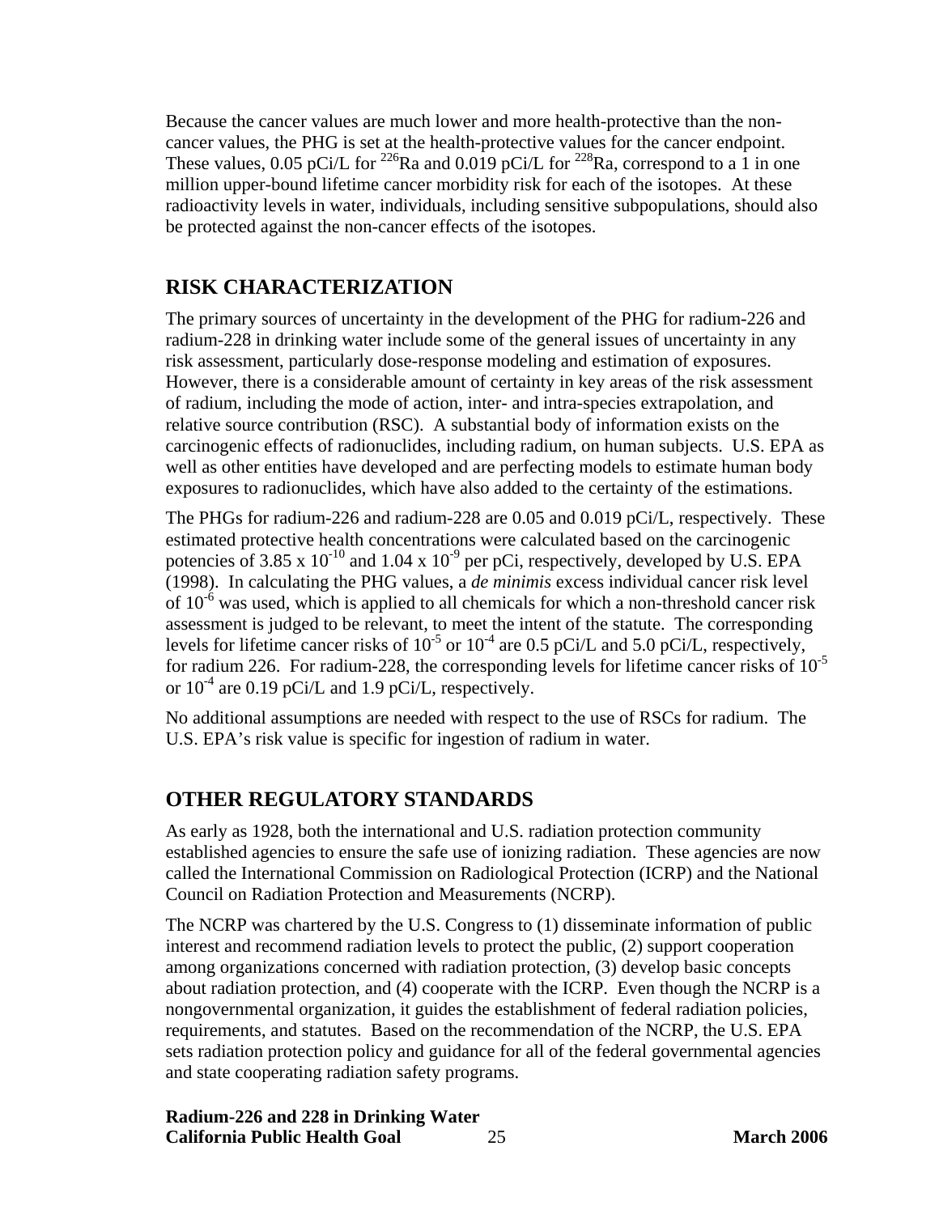Because the cancer values are much lower and more health-protective than the non-cancer values, the PHG is set at the health-protective values for the cancer endpoint. These values, 0.05 pCi/L for $^{226}$Ra and 0.019 pCi/L for $^{228}$Ra, correspond to a 1 in one million upper-bound lifetime cancer morbidity risk for each of the isotopes. At these radioactivity levels in water, individuals, including sensitive subpopulations, should also be protected against the non-cancer effects of the isotopes.

## RISK CHARACTERIZATION

The primary sources of uncertainty in the development of the PHG for radium-226 and radium-228 in drinking water include some of the general issues of uncertainty in any risk assessment, particularly dose-response modeling and estimation of exposures. However, there is a considerable amount of certainty in key areas of the risk assessment of radium, including the mode of action, inter- and intra-species extrapolation, and relative source contribution (RSC). A substantial body of information exists on the carcinogenic effects of radionuclides, including radium, on human subjects. U.S. EPA as well as other entities have developed and are perfecting models to estimate human body exposures to radionuclides, which have also added to the certainty of the estimations.

The PHGs for radium-226 and radium-228 are 0.05 and 0.019 pCi/L, respectively. These estimated protective health concentrations were calculated based on the carcinogenic potencies of $3.85 \times 10^{-10}$ and $1.04 \times 10^{-9}$ per pCi, respectively, developed by U.S. EPA (1998). In calculating the PHG values, a *de minimis* excess individual cancer risk level of $10^{-6}$ was used, which is applied to all chemicals for which a non-threshold cancer risk assessment is judged to be relevant, to meet the intent of the statute. The corresponding levels for lifetime cancer risks of $10^{-5}$ or $10^{-4}$ are 0.5 pCi/L and 5.0 pCi/L, respectively, for radium 226. For radium-228, the corresponding levels for lifetime cancer risks of $10^{-5}$ or $10^{-4}$ are 0.19 pCi/L and 1.9 pCi/L, respectively.

No additional assumptions are needed with respect to the use of RSCs for radium. The U.S. EPA's risk value is specific for ingestion of radium in water.

## OTHER REGULATORY STANDARDS

As early as 1928, both the international and U.S. radiation protection community established agencies to ensure the safe use of ionizing radiation. These agencies are now called the International Commission on Radiological Protection (ICRP) and the National Council on Radiation Protection and Measurements (NCRP).

The NCRP was chartered by the U.S. Congress to (1) disseminate information of public interest and recommend radiation levels to protect the public, (2) support cooperation among organizations concerned with radiation protection, (3) develop basic concepts about radiation protection, and (4) cooperate with the ICRP. Even though the NCRP is a nongovernmental organization, it guides the establishment of federal radiation policies, requirements, and statutes. Based on the recommendation of the NCRP, the U.S. EPA sets radiation protection policy and guidance for all of the federal governmental agencies and state cooperating radiation safety programs.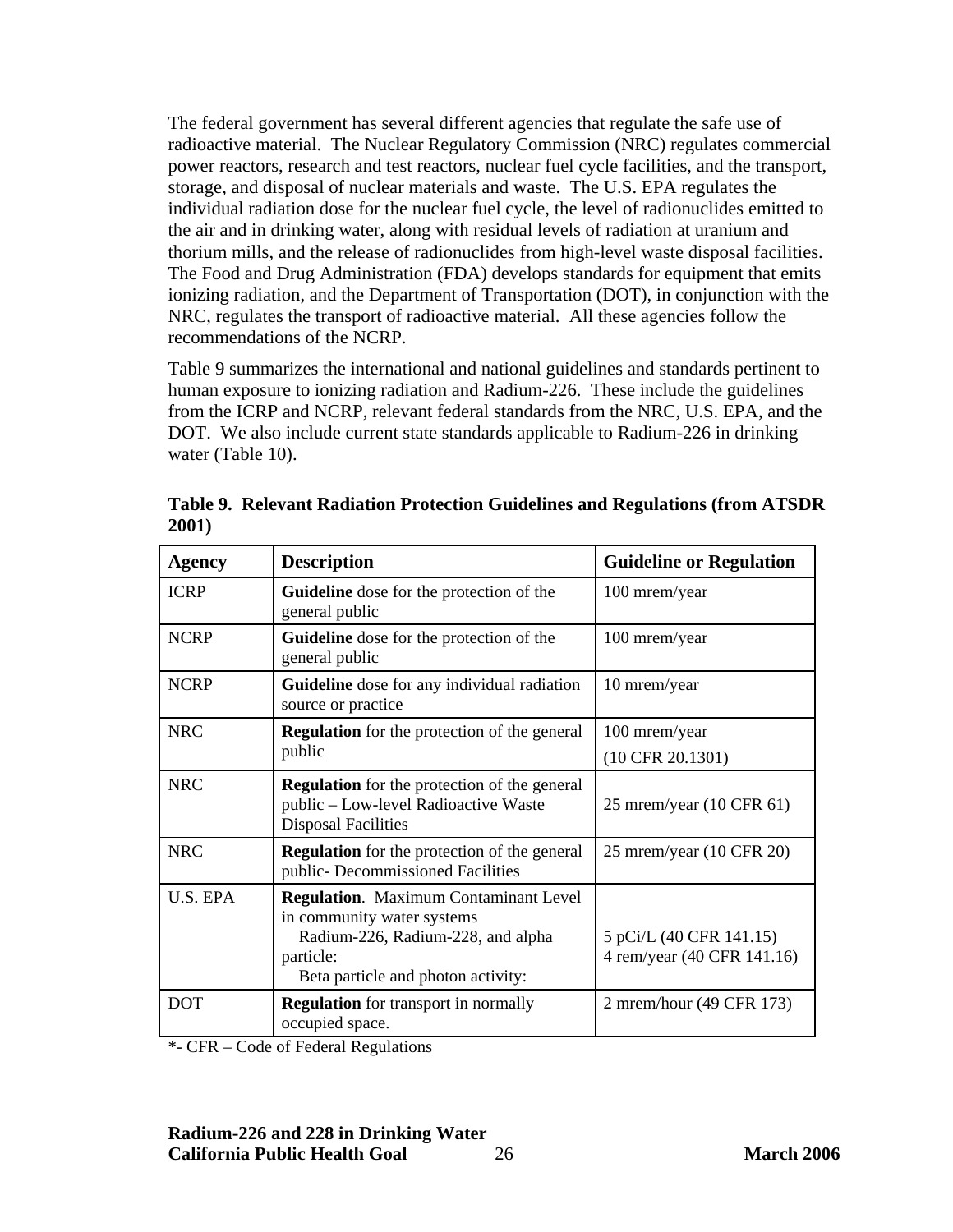The federal government has several different agencies that regulate the safe use of radioactive material. The Nuclear Regulatory Commission (NRC) regulates commercial power reactors, research and test reactors, nuclear fuel cycle facilities, and the transport, storage, and disposal of nuclear materials and waste. The U.S. EPA regulates the individual radiation dose for the nuclear fuel cycle, the level of radionuclides emitted to the air and in drinking water, along with residual levels of radiation at uranium and thorium mills, and the release of radionuclides from high-level waste disposal facilities. The Food and Drug Administration (FDA) develops standards for equipment that emits ionizing radiation, and the Department of Transportation (DOT), in conjunction with the NRC, regulates the transport of radioactive material. All these agencies follow the recommendations of the NCRP.

Table 9 summarizes the international and national guidelines and standards pertinent to human exposure to ionizing radiation and Radium-226. These include the guidelines from the ICRP and NCRP, relevant federal standards from the NRC, U.S. EPA, and the DOT. We also include current state standards applicable to Radium-226 in drinking water (Table 10).

**Table 9. Relevant Radiation Protection Guidelines and Regulations (from ATSDR 2001)**

| Agency | Description | Guideline or Regulation |
|---|---|---|
| ICRP | **Guideline** dose for the protection of the general public | 100 mrem/year |
| NCRP | **Guideline** dose for the protection of the general public | 100 mrem/year |
| NCRP | **Guideline** dose for any individual radiation source or practice | 10 mrem/year |
| NRC | **Regulation** for the protection of the general public | 100 mrem/year (10 CFR 20.1301) |
| NRC | **Regulation** for the protection of the general public – Low-level Radioactive Waste Disposal Facilities | 25 mrem/year (10 CFR 61) |
| NRC | **Regulation** for the protection of the general public- Decommissioned Facilities | 25 mrem/year (10 CFR 20) |
| U.S. EPA | **Regulation**. Maximum Contaminant Level in community water systems<br>Radium-226, Radium-228, and alpha particle:<br>Beta particle and photon activity: | 5 pCi/L (40 CFR 141.15)<br>4 rem/year (40 CFR 141.16) |
| DOT | **Regulation** for transport in normally occupied space. | 2 mrem/hour (49 CFR 173) |

*- CFR – Code of Federal Regulations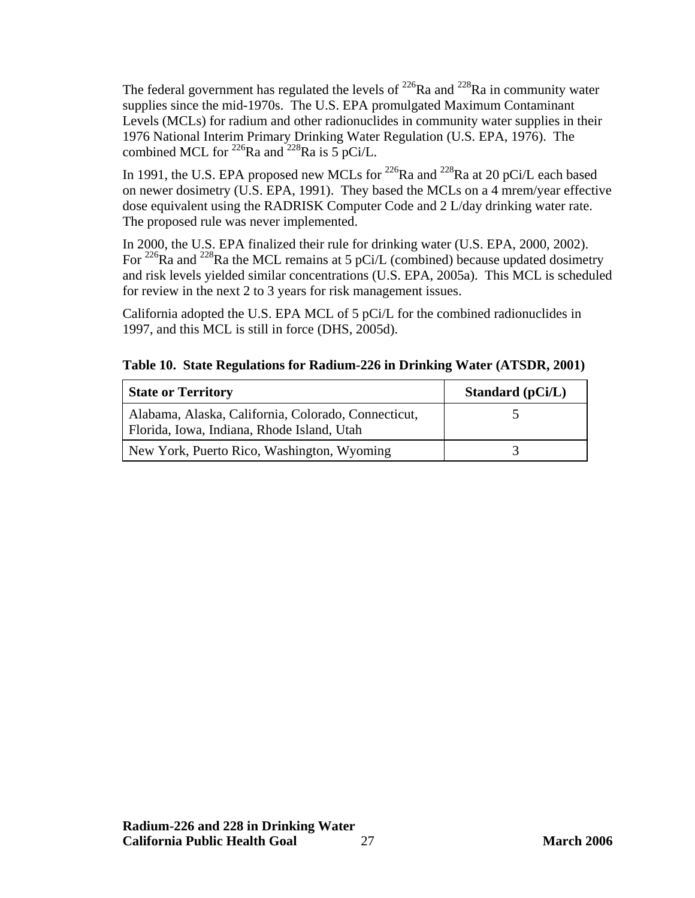The federal government has regulated the levels of $^{226}Ra$ and $^{228}Ra$ in community water supplies since the mid-1970s. The U.S. EPA promulgated Maximum Contaminant Levels (MCLs) for radium and other radionuclides in community water supplies in their 1976 National Interim Primary Drinking Water Regulation (U.S. EPA, 1976). The combined MCL for $^{226}Ra$ and $^{228}Ra$ is 5 pCi/L.

In 1991, the U.S. EPA proposed new MCLs for $^{226}Ra$ and $^{228}Ra$ at 20 pCi/L each based on newer dosimetry (U.S. EPA, 1991). They based the MCLs on a 4 mrem/year effective dose equivalent using the RADRISK Computer Code and 2 L/day drinking water rate. The proposed rule was never implemented.

In 2000, the U.S. EPA finalized their rule for drinking water (U.S. EPA, 2000, 2002). For $^{226}Ra$ and $^{228}Ra$ the MCL remains at 5 pCi/L (combined) because updated dosimetry and risk levels yielded similar concentrations (U.S. EPA, 2005a). This MCL is scheduled for review in the next 2 to 3 years for risk management issues.

California adopted the U.S. EPA MCL of 5 pCi/L for the combined radionuclides in 1997, and this MCL is still in force (DHS, 2005d).

**Table 10. State Regulations for Radium-226 in Drinking Water (ATSDR, 2001)**

| State or Territory | Standard (pCi/L) |
|---|---|
| Alabama, Alaska, California, Colorado, Connecticut, Florida, Iowa, Indiana, Rhode Island, Utah | 5 |
| New York, Puerto Rico, Washington, Wyoming | 3 |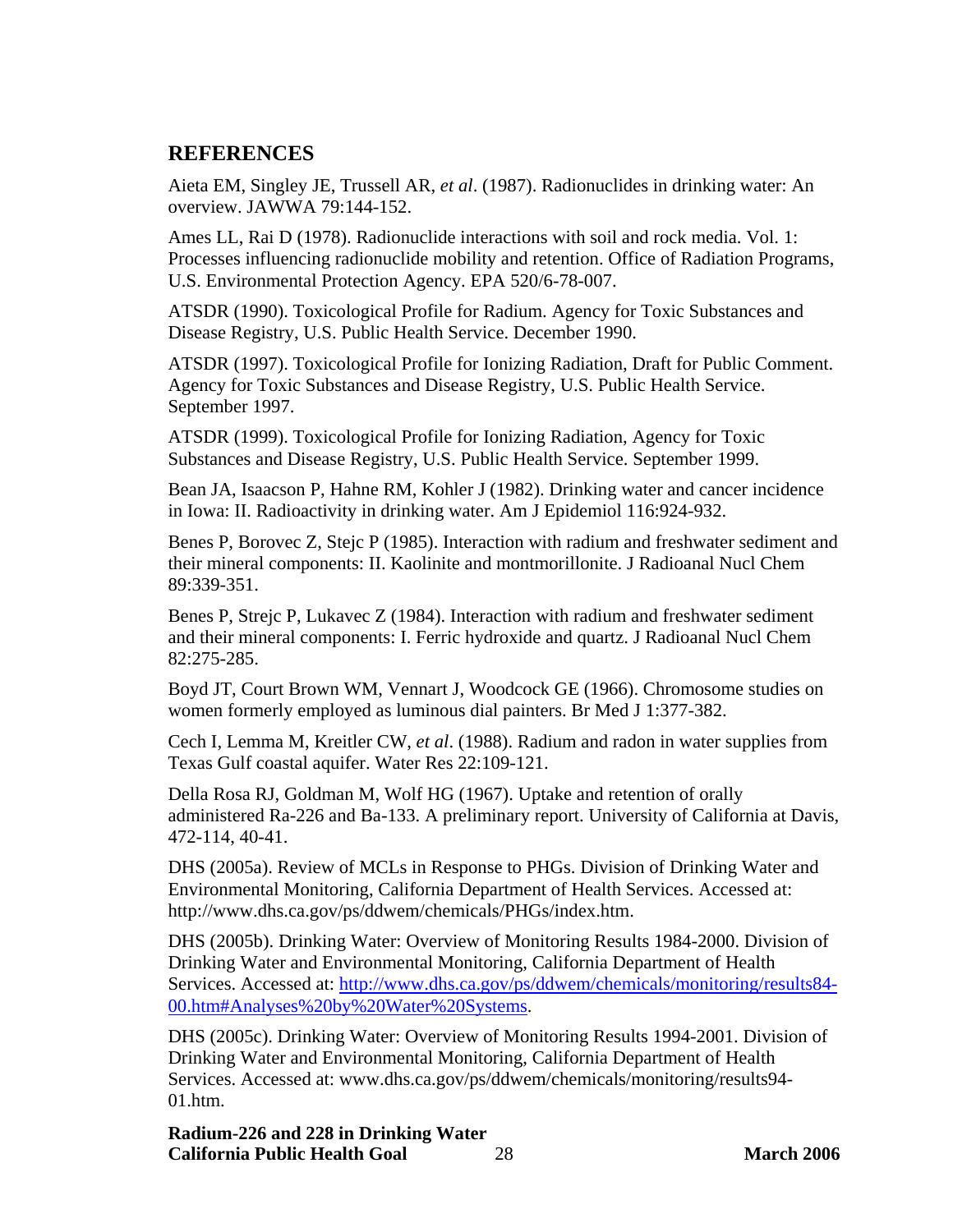## REFERENCES

Aieta EM, Singley JE, Trussell AR, *et al*. (1987). Radionuclides in drinking water: An overview. JAWWA 79:144-152.

Ames LL, Rai D (1978). Radionuclide interactions with soil and rock media. Vol. 1: Processes influencing radionuclide mobility and retention. Office of Radiation Programs, U.S. Environmental Protection Agency. EPA 520/6-78-007.

ATSDR (1990). Toxicological Profile for Radium. Agency for Toxic Substances and Disease Registry, U.S. Public Health Service. December 1990.

ATSDR (1997). Toxicological Profile for Ionizing Radiation, Draft for Public Comment. Agency for Toxic Substances and Disease Registry, U.S. Public Health Service. September 1997.

ATSDR (1999). Toxicological Profile for Ionizing Radiation, Agency for Toxic Substances and Disease Registry, U.S. Public Health Service. September 1999.

Bean JA, Isaacson P, Hahne RM, Kohler J (1982). Drinking water and cancer incidence in Iowa: II. Radioactivity in drinking water. Am J Epidemiol 116:924-932.

Benes P, Borovec Z, Stejc P (1985). Interaction with radium and freshwater sediment and their mineral components: II. Kaolinite and montmorillonite. J Radioanal Nucl Chem 89:339-351.

Benes P, Strejc P, Lukavec Z (1984). Interaction with radium and freshwater sediment and their mineral components: I. Ferric hydroxide and quartz. J Radioanal Nucl Chem 82:275-285.

Boyd JT, Court Brown WM, Vennart J, Woodcock GE (1966). Chromosome studies on women formerly employed as luminous dial painters. Br Med J 1:377-382.

Cech I, Lemma M, Kreitler CW, *et al*. (1988). Radium and radon in water supplies from Texas Gulf coastal aquifer. Water Res 22:109-121.

Della Rosa RJ, Goldman M, Wolf HG (1967). Uptake and retention of orally administered Ra-226 and Ba-133. A preliminary report. University of California at Davis, 472-114, 40-41.

DHS (2005a). Review of MCLs in Response to PHGs. Division of Drinking Water and Environmental Monitoring, California Department of Health Services. Accessed at: http://www.dhs.ca.gov/ps/ddwem/chemicals/PHGs/index.htm.

DHS (2005b). Drinking Water: Overview of Monitoring Results 1984-2000. Division of Drinking Water and Environmental Monitoring, California Department of Health Services. Accessed at: http://www.dhs.ca.gov/ps/ddwem/chemicals/monitoring/results84-00.htm#Analyses%20by%20Water%20Systems.

DHS (2005c). Drinking Water: Overview of Monitoring Results 1994-2001. Division of Drinking Water and Environmental Monitoring, California Department of Health Services. Accessed at: www.dhs.ca.gov/ps/ddwem/chemicals/monitoring/results94-01.htm.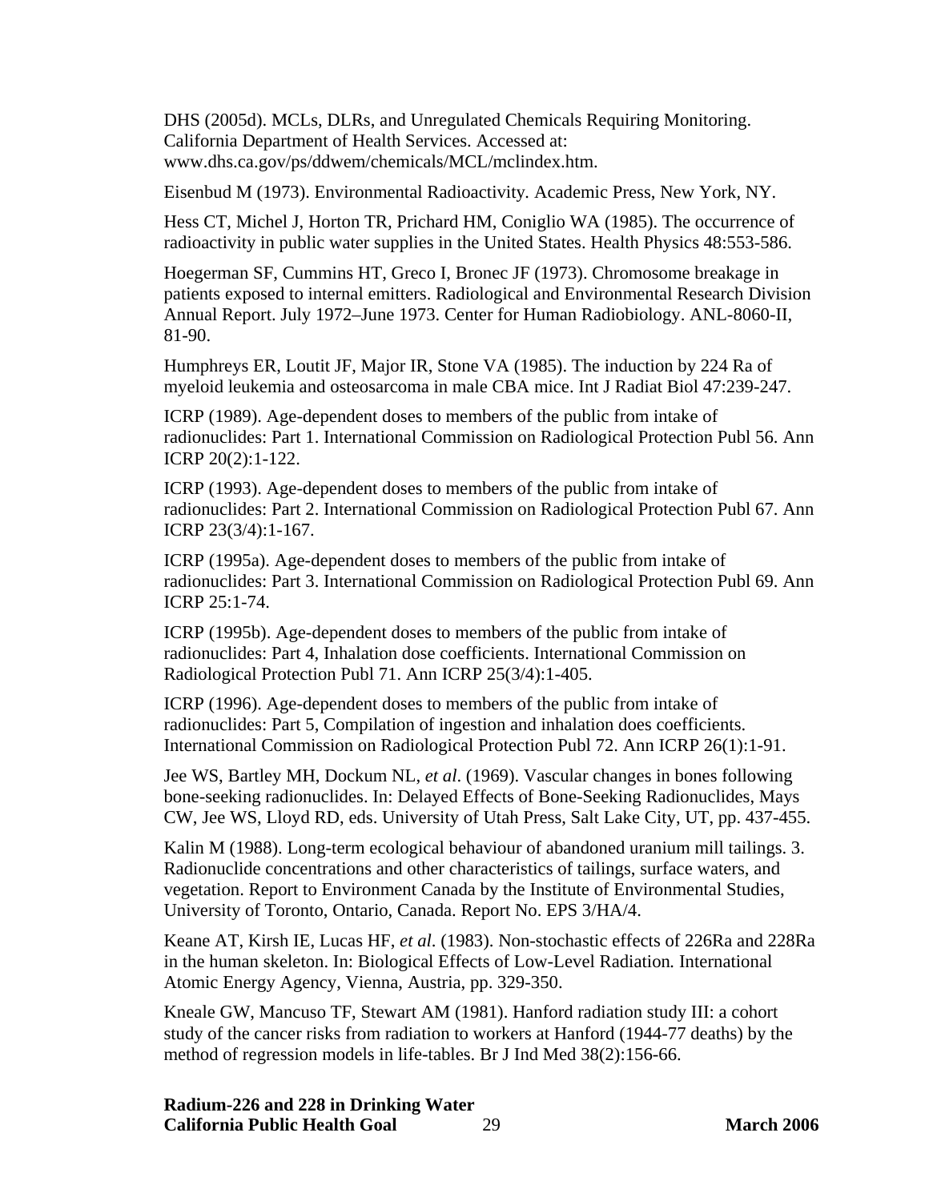DHS (2005d). MCLs, DLRs, and Unregulated Chemicals Requiring Monitoring. California Department of Health Services. Accessed at: www.dhs.ca.gov/ps/ddwem/chemicals/MCL/mclindex.htm.

Eisenbud M (1973). Environmental Radioactivity*.* Academic Press, New York, NY.

Hess CT, Michel J, Horton TR, Prichard HM, Coniglio WA (1985). The occurrence of radioactivity in public water supplies in the United States. Health Physics 48:553-586.

Hoegerman SF, Cummins HT, Greco I, Bronec JF (1973). Chromosome breakage in patients exposed to internal emitters. Radiological and Environmental Research Division Annual Report. July 1972–June 1973. Center for Human Radiobiology. ANL-8060-II, 81-90.

Humphreys ER, Loutit JF, Major IR, Stone VA (1985). The induction by 224 Ra of myeloid leukemia and osteosarcoma in male CBA mice. Int J Radiat Biol 47:239-247.

ICRP (1989). Age-dependent doses to members of the public from intake of radionuclides: Part 1. International Commission on Radiological Protection Publ 56. Ann ICRP 20(2):1-122.

ICRP (1993). Age-dependent doses to members of the public from intake of radionuclides: Part 2. International Commission on Radiological Protection Publ 67. Ann ICRP 23(3/4):1-167.

ICRP (1995a). Age-dependent doses to members of the public from intake of radionuclides: Part 3. International Commission on Radiological Protection Publ 69. Ann ICRP 25:1-74.

ICRP (1995b). Age-dependent doses to members of the public from intake of radionuclides: Part 4, Inhalation dose coefficients. International Commission on Radiological Protection Publ 71. Ann ICRP 25(3/4):1-405.

ICRP (1996). Age-dependent doses to members of the public from intake of radionuclides: Part 5, Compilation of ingestion and inhalation does coefficients. International Commission on Radiological Protection Publ 72. Ann ICRP 26(1):1-91.

Jee WS, Bartley MH, Dockum NL, *et al*. (1969). Vascular changes in bones following bone-seeking radionuclides. In: Delayed Effects of Bone-Seeking Radionuclides, Mays CW, Jee WS, Lloyd RD, eds. University of Utah Press, Salt Lake City, UT, pp. 437-455.

Kalin M (1988). Long-term ecological behaviour of abandoned uranium mill tailings. 3. Radionuclide concentrations and other characteristics of tailings, surface waters, and vegetation. Report to Environment Canada by the Institute of Environmental Studies, University of Toronto, Ontario, Canada. Report No. EPS 3/HA/4.

Keane AT, Kirsh IE, Lucas HF, *et al*. (1983). Non-stochastic effects of 226Ra and 228Ra in the human skeleton. In: Biological Effects of Low-Level Radiation*.* International Atomic Energy Agency, Vienna, Austria, pp. 329-350.

Kneale GW, Mancuso TF, Stewart AM (1981). Hanford radiation study III: a cohort study of the cancer risks from radiation to workers at Hanford (1944-77 deaths) by the method of regression models in life-tables. Br J Ind Med 38(2):156-66.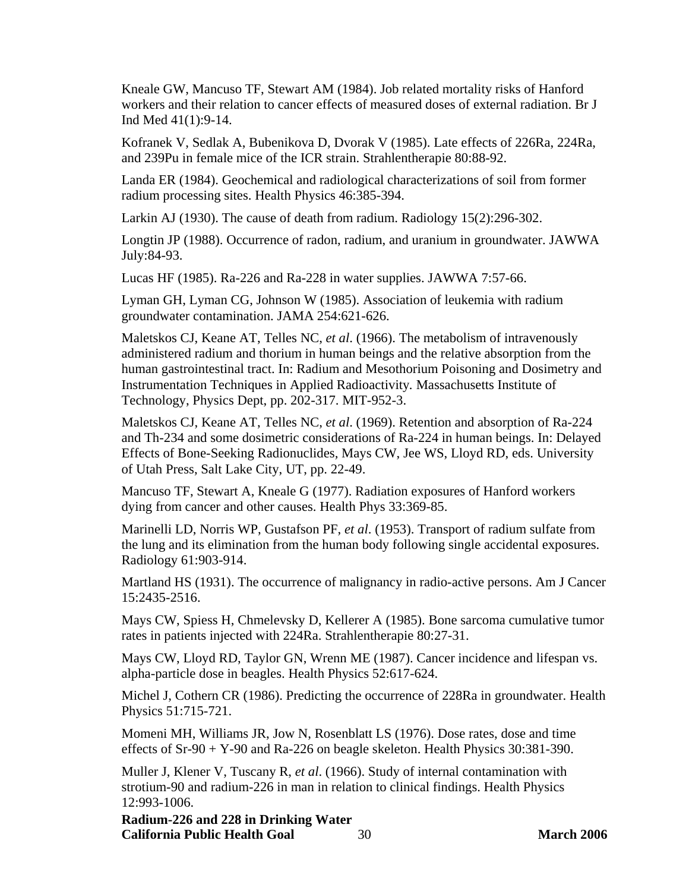Kneale GW, Mancuso TF, Stewart AM (1984). Job related mortality risks of Hanford workers and their relation to cancer effects of measured doses of external radiation. Br J Ind Med 41(1):9-14.

Kofranek V, Sedlak A, Bubenikova D, Dvorak V (1985). Late effects of 226Ra, 224Ra, and 239Pu in female mice of the ICR strain. Strahlentherapie 80:88-92.

Landa ER (1984). Geochemical and radiological characterizations of soil from former radium processing sites. Health Physics 46:385-394.

Larkin AJ (1930). The cause of death from radium. Radiology 15(2):296-302.

Longtin JP (1988). Occurrence of radon, radium, and uranium in groundwater. JAWWA July:84-93.

Lucas HF (1985). Ra-226 and Ra-228 in water supplies. JAWWA 7:57-66.

Lyman GH, Lyman CG, Johnson W (1985). Association of leukemia with radium groundwater contamination. JAMA 254:621-626.

Maletskos CJ, Keane AT, Telles NC, *et al.* (1966). The metabolism of intravenously administered radium and thorium in human beings and the relative absorption from the human gastrointestinal tract. In: Radium and Mesothorium Poisoning and Dosimetry and Instrumentation Techniques in Applied Radioactivity. Massachusetts Institute of Technology, Physics Dept, pp. 202-317. MIT-952-3.

Maletskos CJ, Keane AT, Telles NC, *et al*. (1969). Retention and absorption of Ra-224 and Th-234 and some dosimetric considerations of Ra-224 in human beings. In: Delayed Effects of Bone-Seeking Radionuclides, Mays CW, Jee WS, Lloyd RD, eds. University of Utah Press, Salt Lake City, UT, pp. 22-49.

Mancuso TF, Stewart A, Kneale G (1977). Radiation exposures of Hanford workers dying from cancer and other causes. Health Phys 33:369-85.

Marinelli LD, Norris WP, Gustafson PF, *et al.* (1953). Transport of radium sulfate from the lung and its elimination from the human body following single accidental exposures. Radiology 61:903-914.

Martland HS (1931). The occurrence of malignancy in radio-active persons. Am J Cancer 15:2435-2516.

Mays CW, Spiess H, Chmelevsky D, Kellerer A (1985). Bone sarcoma cumulative tumor rates in patients injected with 224Ra. Strahlentherapie 80:27-31.

Mays CW, Lloyd RD, Taylor GN, Wrenn ME (1987). Cancer incidence and lifespan vs. alpha-particle dose in beagles. Health Physics 52:617-624.

Michel J, Cothern CR (1986). Predicting the occurrence of 228Ra in groundwater. Health Physics 51:715-721.

Momeni MH, Williams JR, Jow N, Rosenblatt LS (1976). Dose rates, dose and time effects of Sr-90 + Y-90 and Ra-226 on beagle skeleton. Health Physics 30:381-390.

Muller J, Klener V, Tuscany R, *et al*. (1966). Study of internal contamination with strotium-90 and radium-226 in man in relation to clinical findings. Health Physics 12:993-1006.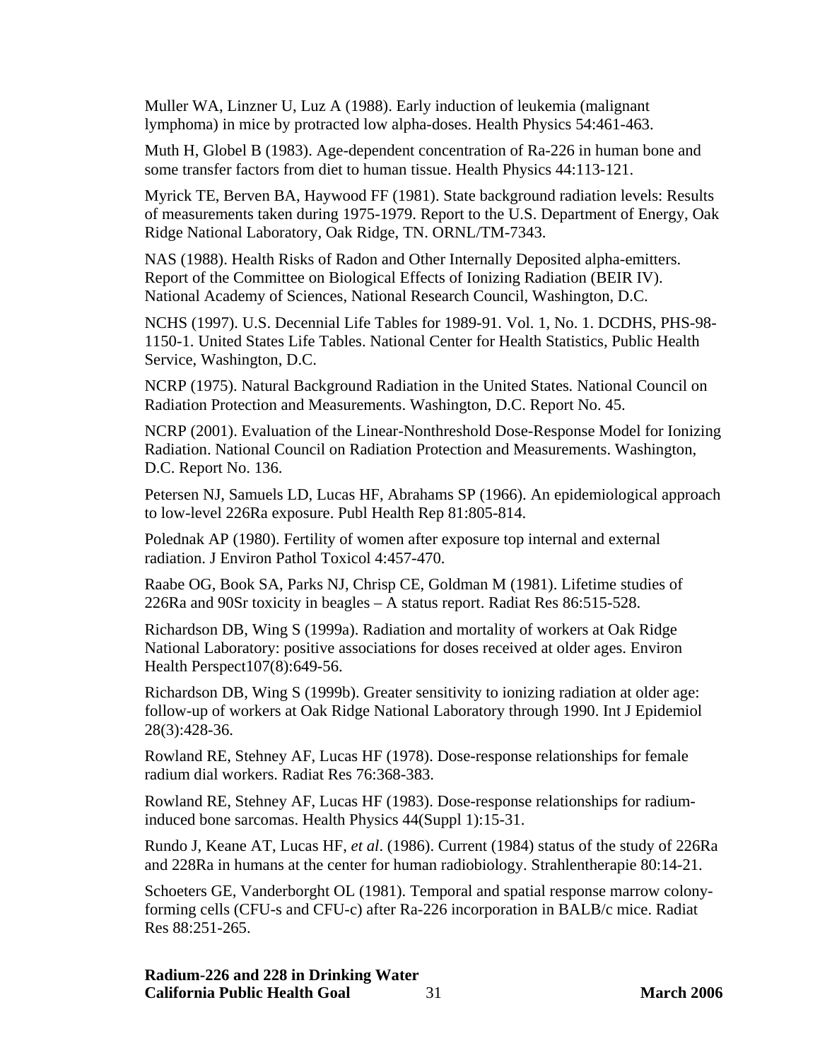Muller WA, Linzner U, Luz A (1988). Early induction of leukemia (malignant lymphoma) in mice by protracted low alpha-doses. Health Physics 54:461-463.

Muth H, Globel B (1983). Age-dependent concentration of Ra-226 in human bone and some transfer factors from diet to human tissue. Health Physics 44:113-121.

Myrick TE, Berven BA, Haywood FF (1981). State background radiation levels: Results of measurements taken during 1975-1979. Report to the U.S. Department of Energy, Oak Ridge National Laboratory, Oak Ridge, TN. ORNL/TM-7343.

NAS (1988). Health Risks of Radon and Other Internally Deposited alpha-emitters. Report of the Committee on Biological Effects of Ionizing Radiation (BEIR IV). National Academy of Sciences, National Research Council, Washington, D.C.

NCHS (1997). U.S. Decennial Life Tables for 1989-91. Vol. 1, No. 1. DCDHS, PHS-98-1150-1. United States Life Tables. National Center for Health Statistics, Public Health Service, Washington, D.C.

NCRP (1975). Natural Background Radiation in the United States. National Council on Radiation Protection and Measurements. Washington, D.C. Report No. 45.

NCRP (2001). Evaluation of the Linear-Nonthreshold Dose-Response Model for Ionizing Radiation. National Council on Radiation Protection and Measurements. Washington, D.C. Report No. 136.

Petersen NJ, Samuels LD, Lucas HF, Abrahams SP (1966). An epidemiological approach to low-level 226Ra exposure. Publ Health Rep 81:805-814.

Polednak AP (1980). Fertility of women after exposure top internal and external radiation. J Environ Pathol Toxicol 4:457-470.

Raabe OG, Book SA, Parks NJ, Chrisp CE, Goldman M (1981). Lifetime studies of 226Ra and 90Sr toxicity in beagles – A status report. Radiat Res 86:515-528.

Richardson DB, Wing S (1999a). Radiation and mortality of workers at Oak Ridge National Laboratory: positive associations for doses received at older ages. Environ Health Perspect107(8):649-56.

Richardson DB, Wing S (1999b). Greater sensitivity to ionizing radiation at older age: follow-up of workers at Oak Ridge National Laboratory through 1990. Int J Epidemiol 28(3):428-36.

Rowland RE, Stehney AF, Lucas HF (1978). Dose-response relationships for female radium dial workers. Radiat Res 76:368-383.

Rowland RE, Stehney AF, Lucas HF (1983). Dose-response relationships for radium-induced bone sarcomas. Health Physics 44(Suppl 1):15-31.

Rundo J, Keane AT, Lucas HF, *et al*. (1986). Current (1984) status of the study of 226Ra and 228Ra in humans at the center for human radiobiology. Strahlentherapie 80:14-21.

Schoeters GE, Vanderborght OL (1981). Temporal and spatial response marrow colony-forming cells (CFU-s and CFU-c) after Ra-226 incorporation in BALB/c mice. Radiat Res 88:251-265.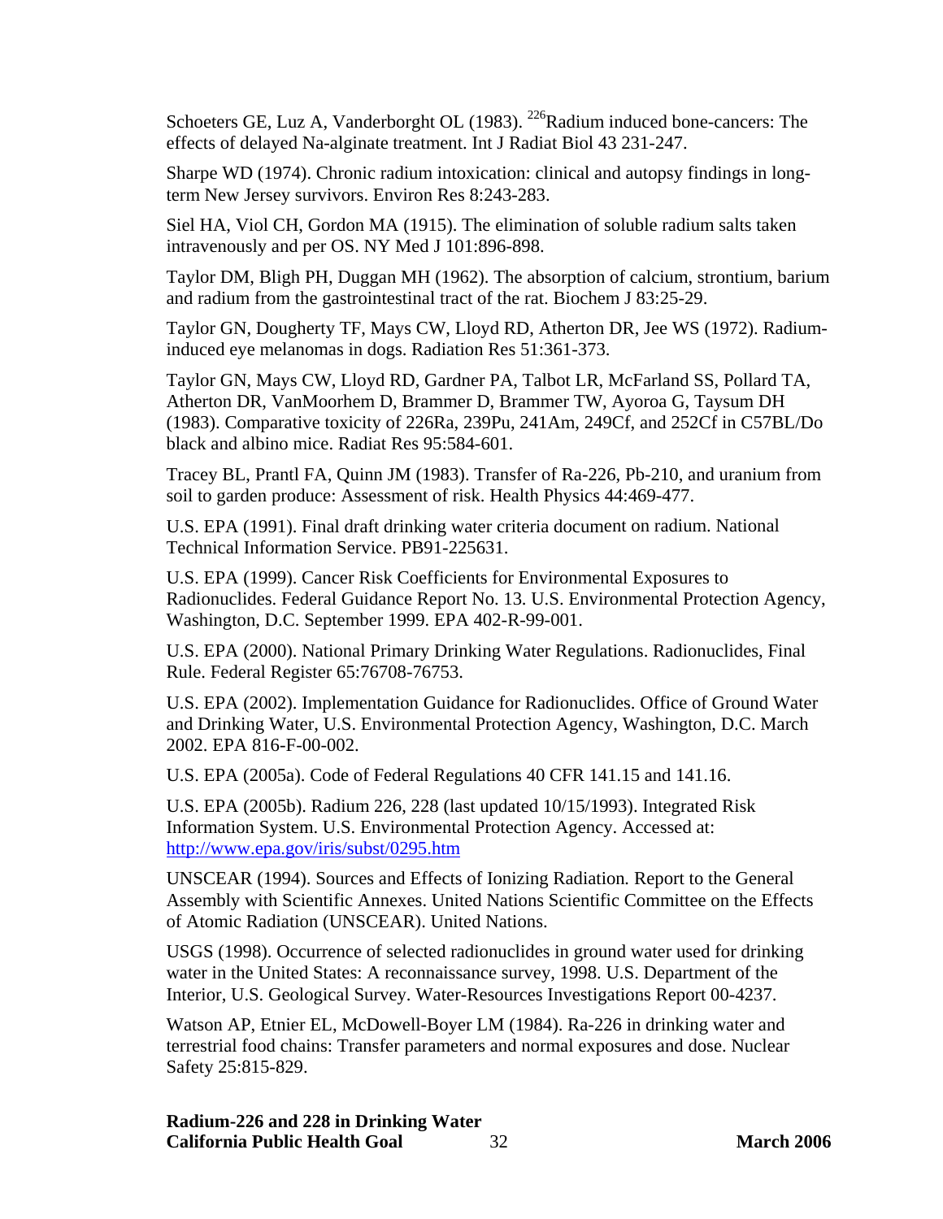Schoeters GE, Luz A, Vanderborght OL (1983). $^{226}$Radium induced bone-cancers: The effects of delayed Na-alginate treatment. Int J Radiat Biol 43 231-247.

Sharpe WD (1974). Chronic radium intoxication: clinical and autopsy findings in long-term New Jersey survivors. Environ Res 8:243-283.

Siel HA, Viol CH, Gordon MA (1915). The elimination of soluble radium salts taken intravenously and per OS. NY Med J 101:896-898.

Taylor DM, Bligh PH, Duggan MH (1962). The absorption of calcium, strontium, barium and radium from the gastrointestinal tract of the rat. Biochem J 83:25-29.

Taylor GN, Dougherty TF, Mays CW, Lloyd RD, Atherton DR, Jee WS (1972). Radium-induced eye melanomas in dogs. Radiation Res 51:361-373.

Taylor GN, Mays CW, Lloyd RD, Gardner PA, Talbot LR, McFarland SS, Pollard TA, Atherton DR, VanMoorhem D, Brammer D, Brammer TW, Ayoroa G, Taysum DH (1983). Comparative toxicity of 226Ra, 239Pu, 241Am, 249Cf, and 252Cf in C57BL/Do black and albino mice. Radiat Res 95:584-601.

Tracey BL, Prantl FA, Quinn JM (1983). Transfer of Ra-226, Pb-210, and uranium from soil to garden produce: Assessment of risk. Health Physics 44:469-477.

U.S. EPA (1991). Final draft drinking water criteria document on radium. National Technical Information Service. PB91-225631.

U.S. EPA (1999). Cancer Risk Coefficients for Environmental Exposures to Radionuclides. Federal Guidance Report No. 13. U.S. Environmental Protection Agency, Washington, D.C. September 1999. EPA 402-R-99-001.

U.S. EPA (2000). National Primary Drinking Water Regulations. Radionuclides, Final Rule. Federal Register 65:76708-76753.

U.S. EPA (2002). Implementation Guidance for Radionuclides. Office of Ground Water and Drinking Water, U.S. Environmental Protection Agency, Washington, D.C. March 2002. EPA 816-F-00-002.

U.S. EPA (2005a). Code of Federal Regulations 40 CFR 141.15 and 141.16.

U.S. EPA (2005b). Radium 226, 228 (last updated 10/15/1993). Integrated Risk Information System. U.S. Environmental Protection Agency. Accessed at: http://www.epa.gov/iris/subst/0295.htm

UNSCEAR (1994). Sources and Effects of Ionizing Radiation*.* Report to the General Assembly with Scientific Annexes. United Nations Scientific Committee on the Effects of Atomic Radiation (UNSCEAR). United Nations.

USGS (1998). Occurrence of selected radionuclides in ground water used for drinking water in the United States: A reconnaissance survey, 1998. U.S. Department of the Interior, U.S. Geological Survey. Water-Resources Investigations Report 00-4237.

Watson AP, Etnier EL, McDowell-Boyer LM (1984). Ra-226 in drinking water and terrestrial food chains: Transfer parameters and normal exposures and dose. Nuclear Safety 25:815-829.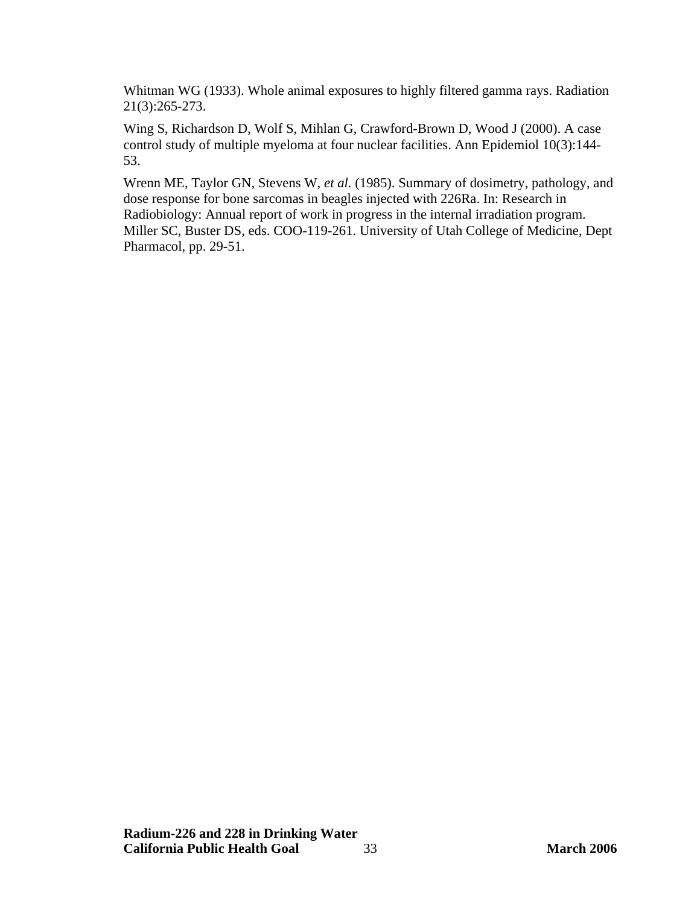Whitman WG (1933). Whole animal exposures to highly filtered gamma rays. Radiation 21(3):265-273.

Wing S, Richardson D, Wolf S, Mihlan G, Crawford-Brown D, Wood J (2000). A case control study of multiple myeloma at four nuclear facilities. Ann Epidemiol 10(3):144-53.

Wrenn ME, Taylor GN, Stevens W, *et al.* (1985). Summary of dosimetry, pathology, and dose response for bone sarcomas in beagles injected with 226Ra. In: Research in Radiobiology: Annual report of work in progress in the internal irradiation program. Miller SC, Buster DS, eds. COO-119-261. University of Utah College of Medicine, Dept Pharmacol, pp. 29-51.